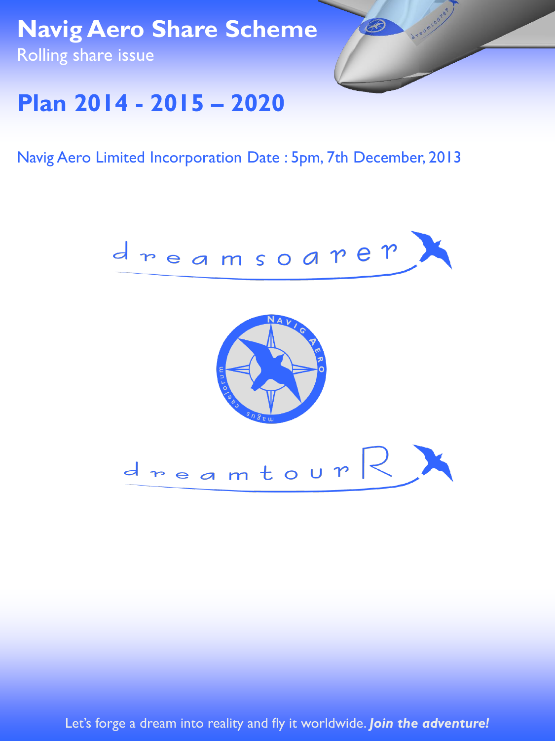# Navig Aero Share Scheme

Rolling share issue

## Plan 2014 - 2015 – 2020

Navig Aero Limited Incorporation Date : 5pm, 7th December, 2013

dreamsoarer

dreamtourR

Let's forge a dream into reality and fly it worldwide. ***Join the adventure!***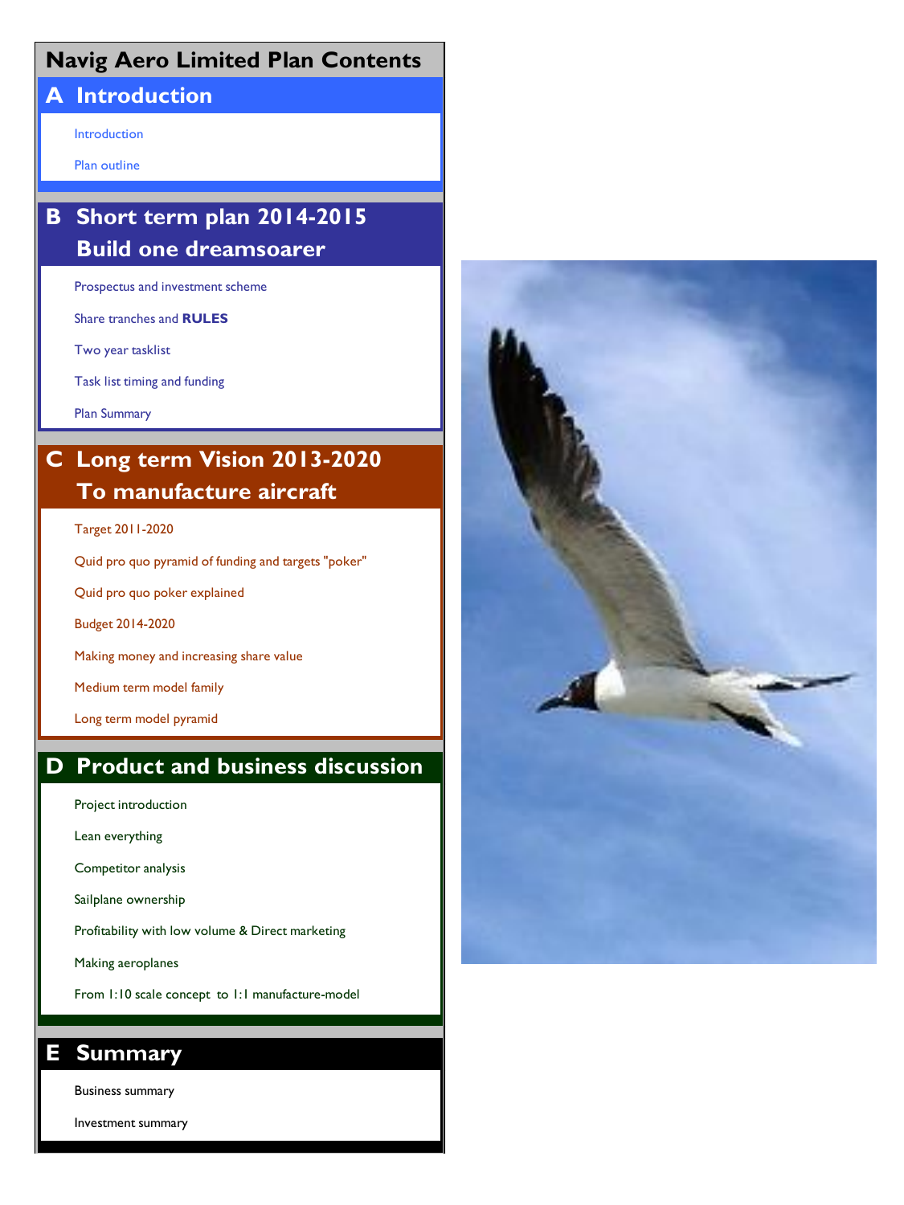# Navig Aero Limited Plan Contents

## A Introduction

- Introduction
- Plan outline

## B Short term plan 2014-2015 Build one dreamsoarer

- Prospectus and investment scheme
- Share tranches and **RULES**
- Two year tasklist
- Task list timing and funding
- Plan Summary

## C Long term Vision 2013-2020 To manufacture aircraft

- Target 2011-2020
- Quid pro quo pyramid of funding and targets "poker"
- Quid pro quo poker explained
- Budget 2014-2020
- Making money and increasing share value
- Medium term model family
- Long term model pyramid

## D Product and business discussion

- Project introduction
- Lean everything
- Competitor analysis
- Sailplane ownership
- Profitability with low volume & Direct marketing
- Making aeroplanes
- From 1:10 scale concept to 1:1 manufacture-model

## E Summary

- Business summary
- Investment summary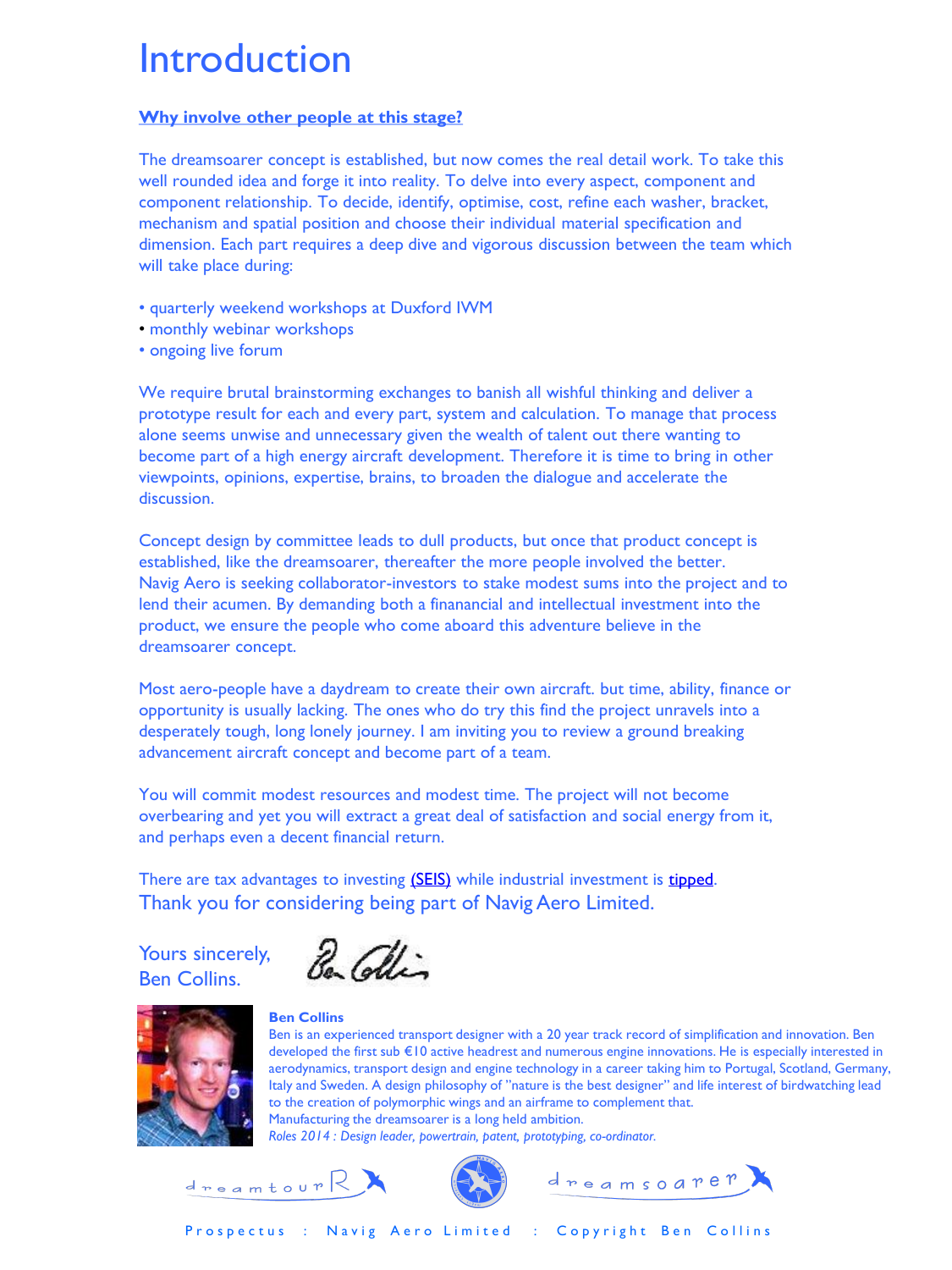# Introduction

**Why involve other people at this stage?**

The dreamsoarer concept is established, but now comes the real detail work. To take this well rounded idea and forge it into reality. To delve into every aspect, component and component relationship. To decide, identify, optimise, cost, refine each washer, bracket, mechanism and spatial position and choose their individual material specification and dimension. Each part requires a deep dive and vigorous discussion between the team which will take place during:

- quarterly weekend workshops at Duxford IWM
- monthly webinar workshops
- ongoing live forum

We require brutal brainstorming exchanges to banish all wishful thinking and deliver a prototype result for each and every part, system and calculation. To manage that process alone seems unwise and unnecessary given the wealth of talent out there wanting to become part of a high energy aircraft development. Therefore it is time to bring in other viewpoints, opinions, expertise, brains, to broaden the dialogue and accelerate the discussion.

Concept design by committee leads to dull products, but once that product concept is established, like the dreamsoarer, thereafter the more people involved the better. Navig Aero is seeking collaborator-investors to stake modest sums into the project and to lend their acumen. By demanding both a finanancial and intellectual investment into the product, we ensure the people who come aboard this adventure believe in the dreamsoarer concept.

Most aero-people have a daydream to create their own aircraft. but time, ability, finance or opportunity is usually lacking. The ones who do try this find the project unravels into a desperately tough, long lonely journey. I am inviting you to review a ground breaking advancement aircraft concept and become part of a team.

You will commit modest resources and modest time. The project will not become overbearing and yet you will extract a great deal of satisfaction and social energy from it, and perhaps even a decent financial return.

There are tax advantages to investing (SEIS) while industrial investment is tipped.

Thank you for considering being part of Navig Aero Limited.

Yours sincerely,
Ben Collins.

**Ben Collins**

Ben is an experienced transport designer with a 20 year track record of simplification and innovation. Ben developed the first sub €10 active headrest and numerous engine innovations. He is especially interested in aerodynamics, transport design and engine technology in a career taking him to Portugal, Scotland, Germany, Italy and Sweden. A design philosophy of "nature is the best designer" and life interest of birdwatching lead to the creation of polymorphic wings and an airframe to complement that.
Manufacturing the dreamsoarer is a long held ambition.
*Roles 2014 : Design leader, powertrain, patent, prototyping, co-ordinator.*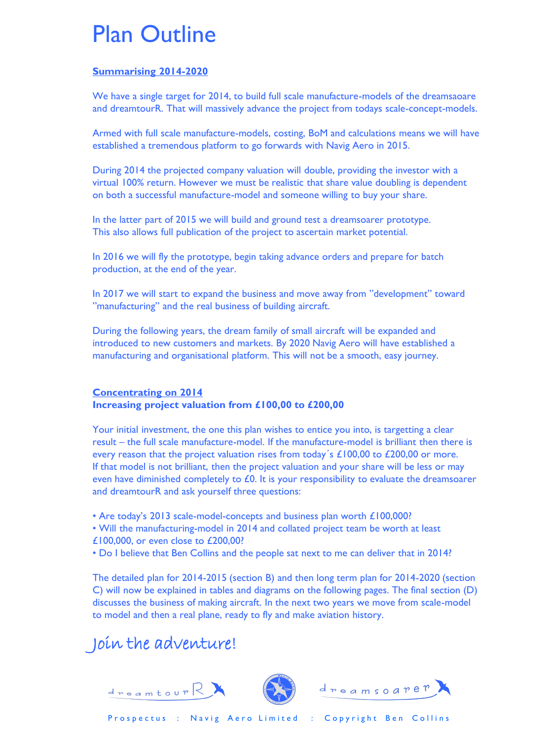# Plan Outline

**Summarising 2014-2020**

We have a single target for 2014, to build full scale manufacture-models of the dreamsaoare and dreamtourR. That will massively advance the project from todays scale-concept-models.

Armed with full scale manufacture-models, costing, BoM and calculations means we will have established a tremendous platform to go forwards with Navig Aero in 2015.

During 2014 the projected company valuation will double, providing the investor with a virtual 100% return. However we must be realistic that share value doubling is dependent on both a successful manufacture-model and someone willing to buy your share.

In the latter part of 2015 we will build and ground test a dreamsoarer prototype. This also allows full publication of the project to ascertain market potential.

In 2016 we will fly the prototype, begin taking advance orders and prepare for batch production, at the end of the year.

In 2017 we will start to expand the business and move away from "development" toward "manufacturing" and the real business of building aircraft.

During the following years, the dream family of small aircraft will be expanded and introduced to new customers and markets. By 2020 Navig Aero will have established a manufacturing and organisational platform. This will not be a smooth, easy journey.

**Concentrating on 2014**
**Increasing project valuation from £100,00 to £200,00**

Your initial investment, the one this plan wishes to entice you into, is targetting a clear result – the full scale manufacture-model. If the manufacture-model is brilliant then there is every reason that the project valuation rises from today´s £100,00 to £200,00 or more. If that model is not brilliant, then the project valuation and your share will be less or may even have diminished completely to £0. It is your responsibility to evaluate the dreamsoarer and dreamtourR and ask yourself three questions:

- Are today's 2013 scale-model-concepts and business plan worth £100,000?
- Will the manufacturing-model in 2014 and collated project team be worth at least £100,000, or even close to £200,00?
- Do I believe that Ben Collins and the people sat next to me can deliver that in 2014?

The detailed plan for 2014-2015 (section B) and then long term plan for 2014-2020 (section C) will now be explained in tables and diagrams on the following pages. The final section (D) discusses the business of making aircraft. In the next two years we move from scale-model to model and then a real plane, ready to fly and make aviation history.

*Join the adventure!*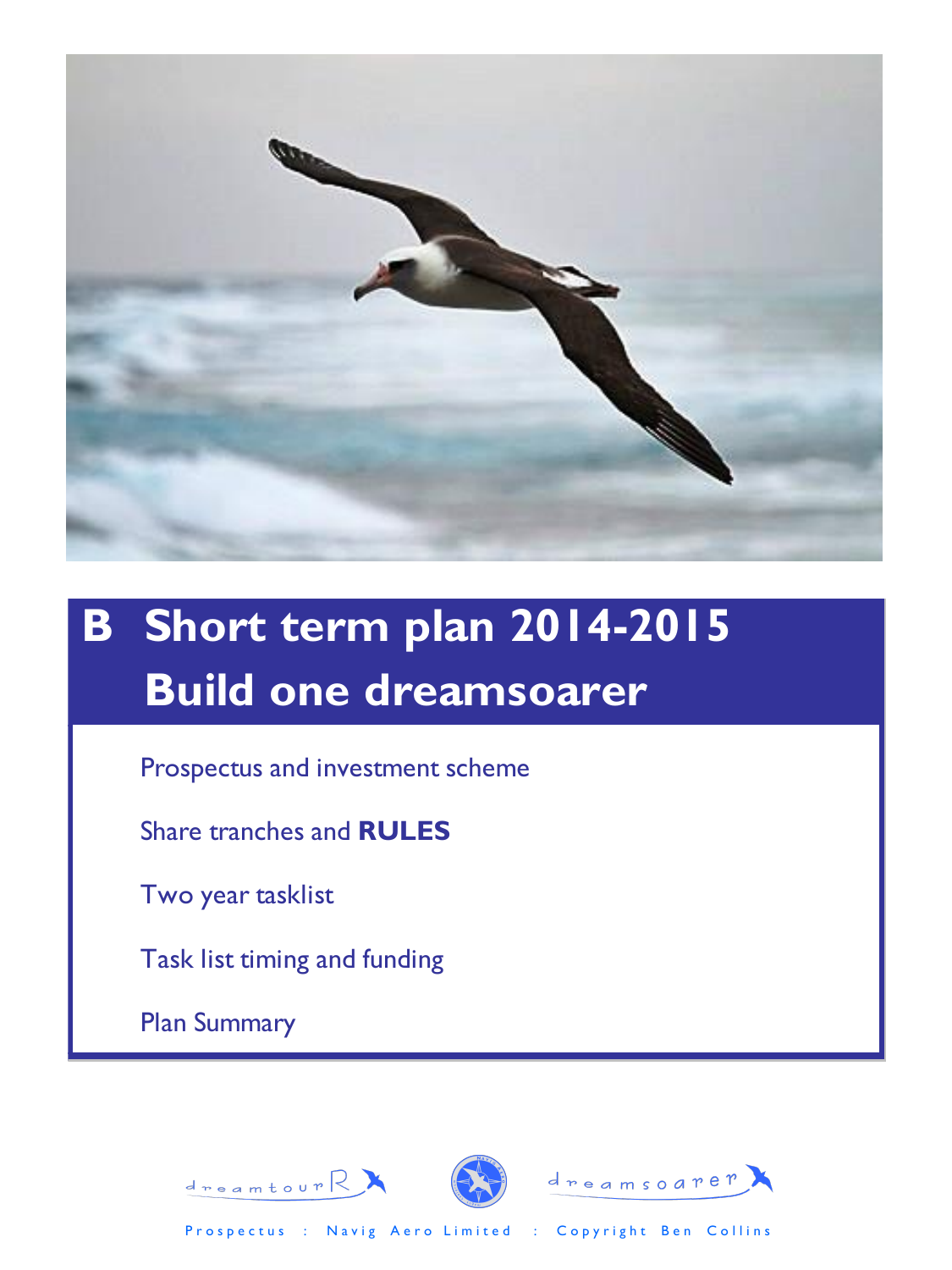# B Short term plan 2014-2015 Build one dreamsoarer

Prospectus and investment scheme

Share tranches and **RULES**

Two year tasklist

Task list timing and funding

Plan Summary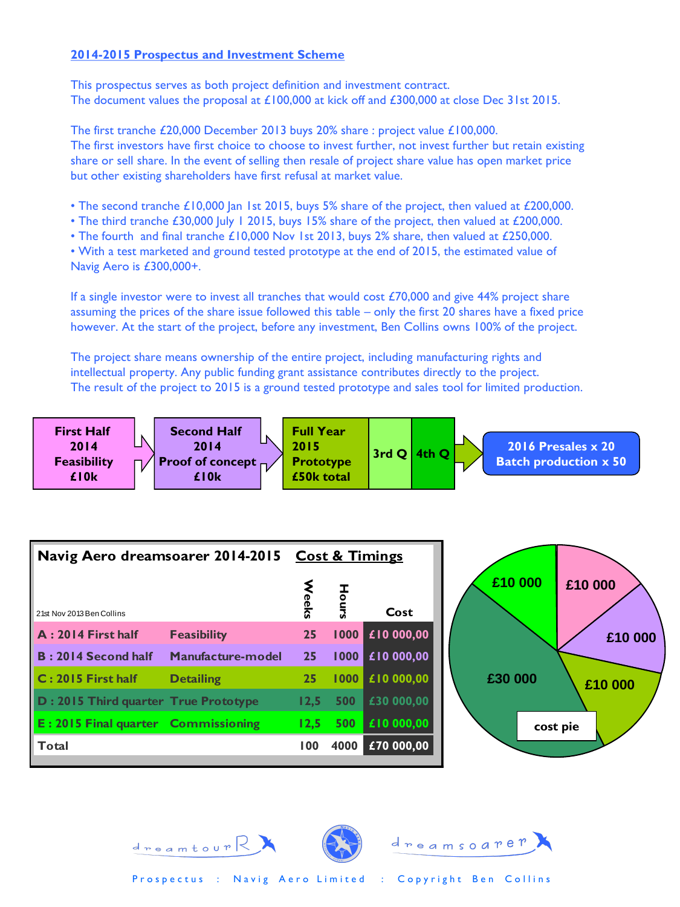## 2014-2015 Prospectus and Investment Scheme

This prospectus serves as both project definition and investment contract.
The document values the proposal at £100,000 at kick off and £300,000 at close Dec 31st 2015.

The first tranche £20,000 December 2013 buys 20% share : project value £100,000.
The first investors have first choice to choose to invest further, not invest further but retain existing share or sell share. In the event of selling then resale of project share value has open market price but other existing shareholders have first refusal at market value.

- The second tranche £10,000 Jan 1st 2015, buys 5% share of the project, then valued at £200,000.
- The third tranche £30,000 July 1 2015, buys 15% share of the project, then valued at £200,000.
- The fourth and final tranche £10,000 Nov 1st 2013, buys 2% share, then valued at £250,000.
- With a test marketed and ground tested prototype at the end of 2015, the estimated value of Navig Aero is £300,000+.

If a single investor were to invest all tranches that would cost £70,000 and give 44% project share assuming the prices of the share issue followed this table – only the first 20 shares have a fixed price however. At the start of the project, before any investment, Ben Collins owns 100% of the project.

The project share means ownership of the entire project, including manufacturing rights and intellectual property. Any public funding grant assistance contributes directly to the project.
The result of the project to 2015 is a ground tested prototype and sales tool for limited production.

**First Half 2014 Feasibility £10k** → **Second Half 2014 Proof of concept £10k** → **Full Year 2015 Prototype £50k total** | **3rd Q** | **4th Q** → **2016 Presales x 20 Batch production x 50**

**Navig Aero dreamsoarer 2014-2015** **Cost & Timings**

21st Nov 2013 Ben Collins

| | | Weeks | Hours | Cost |
|---|---|---|---|---|
| A : 2014 First half | Feasibility | 25 | 1000 | £10 000,00 |
| B : 2014 Second half | Manufacture-model | 25 | 1000 | £10 000,00 |
| C : 2015 First half | Detailing | 25 | 1000 | £10 000,00 |
| D : 2015 Third quarter | True Prototype | 12,5 | 500 | £30 000,00 |
| E : 2015 Final quarter | Commissioning | 12,5 | 500 | £10 000,00 |
| Total | | 100 | 4000 | £70 000,00 |

cost pie: £10 000, £10 000, £10 000, £30 000, £10 000

Prospectus : Navig Aero Limited : Copyright Ben Collins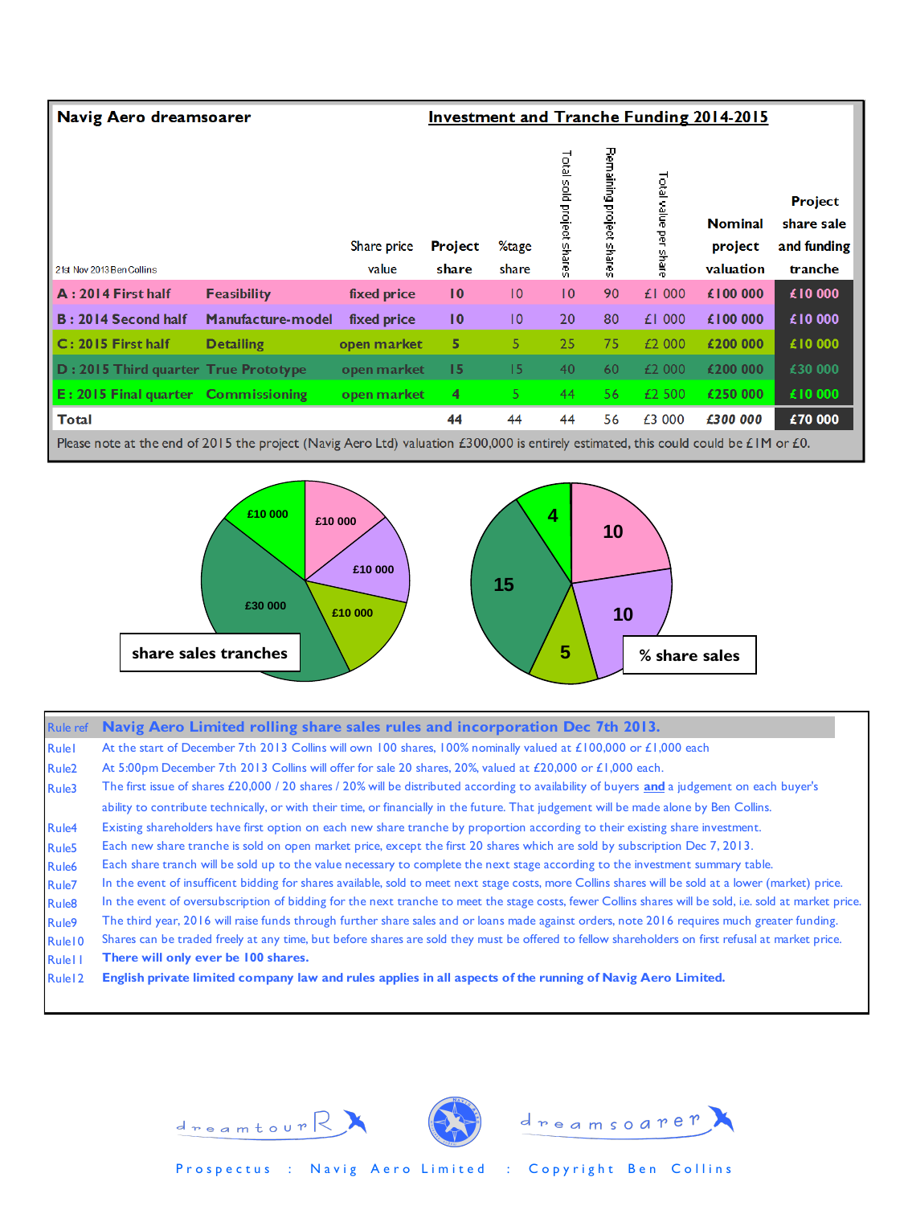**Navig Aero dreamsoarer** — **Investment and Tranche Funding 2014-2015**

21st Nov 2013 Ben Collins

| | | Share price value | Project share | %tage share | Total sold project shares | Remaining project shares | Total value per share | Nominal project valuation | Project share sale and funding tranche |
|---|---|---|---|---|---|---|---|---|---|
| A : 2014 First half | Feasibility | fixed price | 10 | 10 | 10 | 90 | £1 000 | £100 000 | £10 000 |
| B : 2014 Second half | Manufacture-model | fixed price | 10 | 10 | 20 | 80 | £1 000 | £100 000 | £10 000 |
| C: 2015 First half | Detailing | open market | 5 | 5 | 25 | 75 | £2 000 | £200 000 | £10 000 |
| D : 2015 Third quarter | True Prototype | open market | 15 | 15 | 40 | 60 | £2 000 | £200 000 | £30 000 |
| E : 2015 Final quarter | Commissioning | open market | 4 | 5 | 44 | 56 | £2 500 | £250 000 | £10 000 |
| **Total** | | | 44 | 44 | 44 | 56 | £3 000 | *£300 000* | £70 000 |

Please note at the end of 2015 the project (Navig Aero Ltd) valuation £300,000 is entirely estimated, this could could be £1M or £0.

**share sales tranches**: £10 000, £10 000, £10 000, £30 000, £10 000

**% share sales**: 10, 10, 5, 15, 4

| Rule ref | Navig Aero Limited rolling share sales rules and incorporation Dec 7th 2013. |
|---|---|
| Rule1 | At the start of December 7th 2013 Collins will own 100 shares, 100% nominally valued at £100,000 or £1,000 each |
| Rule2 | At 5:00pm December 7th 2013 Collins will offer for sale 20 shares, 20%, valued at £20,000 or £1,000 each. |
| Rule3 | The first issue of shares £20,000 / 20 shares / 20% will be distributed according to availability of buyers **and** a judgement on each buyer's ability to contribute technically, or with their time, or financially in the future. That judgement will be made alone by Ben Collins. |
| Rule4 | Existing shareholders have first option on each new share tranche by proportion according to their existing share investment. |
| Rule5 | Each new share tranche is sold on open market price, except the first 20 shares which are sold by subscription Dec 7, 2013. |
| Rule6 | Each share tranch will be sold up to the value necessary to complete the next stage according to the investment summary table. |
| Rule7 | In the event of insufficent bidding for shares available, sold to meet next stage costs, more Collins shares will be sold at a lower (market) price. |
| Rule8 | In the event of oversubscription of bidding for the next tranche to meet the stage costs, fewer Collins shares will be sold, i.e. sold at market price. |
| Rule9 | The third year, 2016 will raise funds through further share sales and or loans made against orders, note 2016 requires much greater funding. |
| Rule10 | Shares can be traded freely at any time, but before shares are sold they must be offered to fellow shareholders on first refusal at market price. |
| Rule11 | **There will only ever be 100 shares.** |
| Rule12 | **English private limited company law and rules applies in all aspects of the running of Navig Aero Limited.** |

dreamtourR — dreamsoarer

Prospectus : Navig Aero Limited : Copyright Ben Collins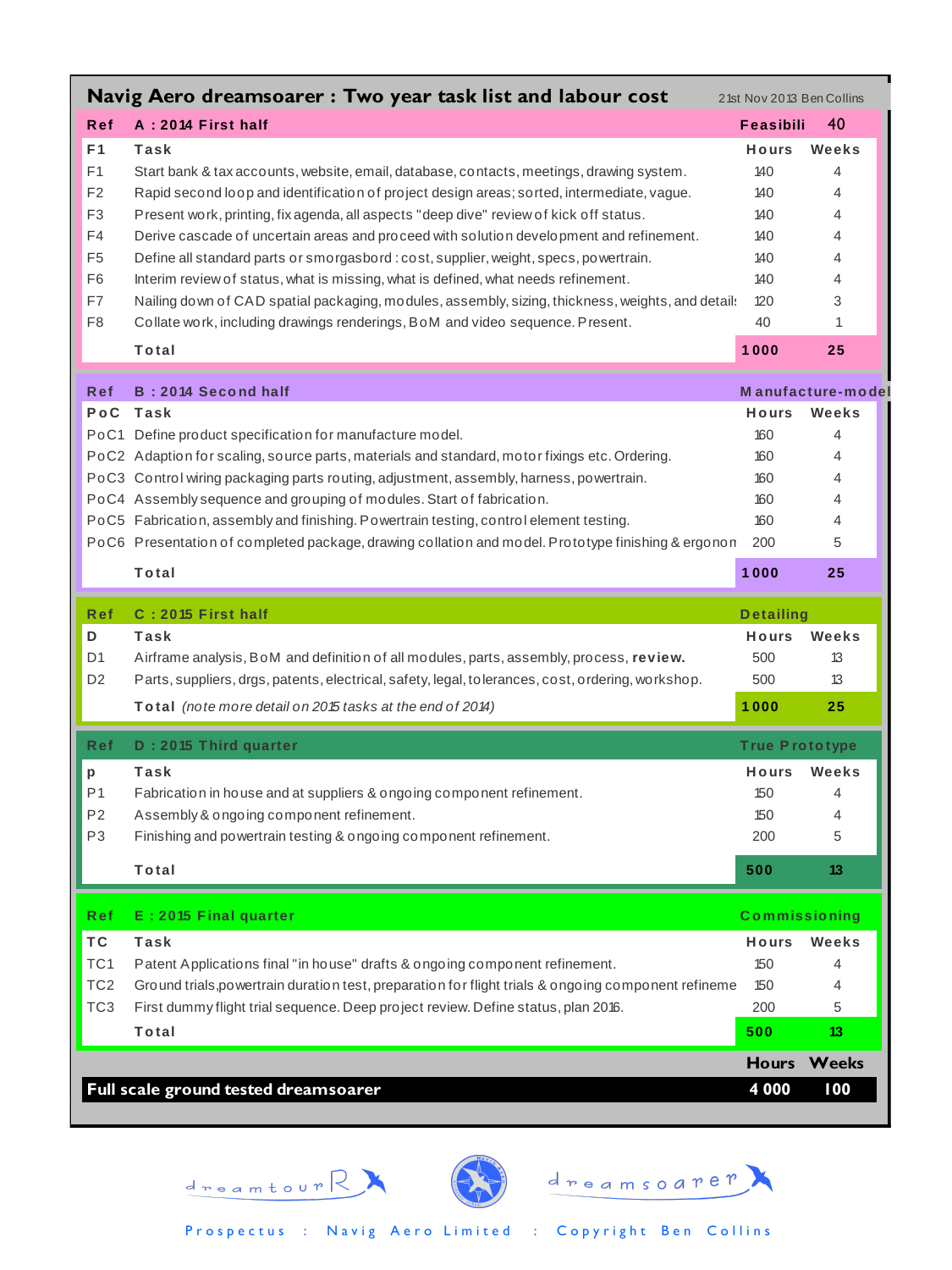# Navig Aero dreamsoarer : Two year task list and labour cost

21st Nov 2013 Ben Collins

| Ref | A : 2014 First half | Feasibili | 40 |
|---|---|---|---|
| F1 | Task | Hours | Weeks |
| F1 | Start bank & tax accounts, website, email, database, contacts, meetings, drawing system. | 140 | 4 |
| F2 | Rapid second loop and identification of project design areas; sorted, intermediate, vague. | 140 | 4 |
| F3 | Present work, printing, fix agenda, all aspects "deep dive" review of kick off status. | 140 | 4 |
| F4 | Derive cascade of uncertain areas and proceed with solution development and refinement. | 140 | 4 |
| F5 | Define all standard parts or smorgasbord : cost, supplier, weight, specs, powertrain. | 140 | 4 |
| F6 | Interim review of status, what is missing, what is defined, what needs refinement. | 140 | 4 |
| F7 | Nailing down of CAD spatial packaging, modules, assembly, sizing, thickness, weights, and detail | 120 | 3 |
| F8 | Collate work, including drawings renderings, BoM and video sequence. Present. | 40 | 1 |
| | **Total** | **1000** | **25** |

| Ref | B : 2014 Second half | Manufacture-model | |
|---|---|---|---|
| PoC | Task | Hours | Weeks |
| PoC1 | Define product specification for manufacture model. | 160 | 4 |
| PoC2 | Adaption for scaling, source parts, materials and standard, motor fixings etc. Ordering. | 160 | 4 |
| PoC3 | Control wiring packaging parts routing, adjustment, assembly, harness, powertrain. | 160 | 4 |
| PoC4 | Assembly sequence and grouping of modules. Start of fabrication. | 160 | 4 |
| PoC5 | Fabrication, assembly and finishing. Powertrain testing, control element testing. | 160 | 4 |
| PoC6 | Presentation of completed package, drawing collation and model. Prototype finishing & ergonom | 200 | 5 |
| | **Total** | **1000** | **25** |

| Ref | C : 2015 First half | Detailing | |
|---|---|---|---|
| D | Task | Hours | Weeks |
| D1 | Airframe analysis, BoM and definition of all modules, parts, assembly, process, **review.** | 500 | 13 |
| D2 | Parts, suppliers, drgs, patents, electrical, safety, legal, tolerances, cost, ordering, workshop. | 500 | 13 |
| | **Total** *(note more detail on 2015 tasks at the end of 2014)* | **1000** | **25** |

| Ref | D : 2015 Third quarter | True Prototype | |
|---|---|---|---|
| p | Task | Hours | Weeks |
| P1 | Fabrication in house and at suppliers & ongoing component refinement. | 150 | 4 |
| P2 | Assembly & ongoing component refinement. | 150 | 4 |
| P3 | Finishing and powertrain testing & ongoing component refinement. | 200 | 5 |
| | **Total** | **500** | **13** |

| Ref | E : 2015 Final quarter | Commissioning | |
|---|---|---|---|
| TC | Task | Hours | Weeks |
| TC1 | Patent Applications final "in house" drafts & ongoing component refinement. | 150 | 4 |
| TC2 | Ground trials,powertrain duration test, preparation for flight trials & ongoing component refineme | 150 | 4 |
| TC3 | First dummy flight trial sequence. Deep project review. Define status, plan 2016. | 200 | 5 |
| | **Total** | **500** | **13** |

| | Hours | Weeks |
|---|---|---|
| **Full scale ground tested dreamsoarer** | **4 000** | **100** |

dreamtourR dreamsoarer

Prospectus : Navig Aero Limited : Copyright Ben Collins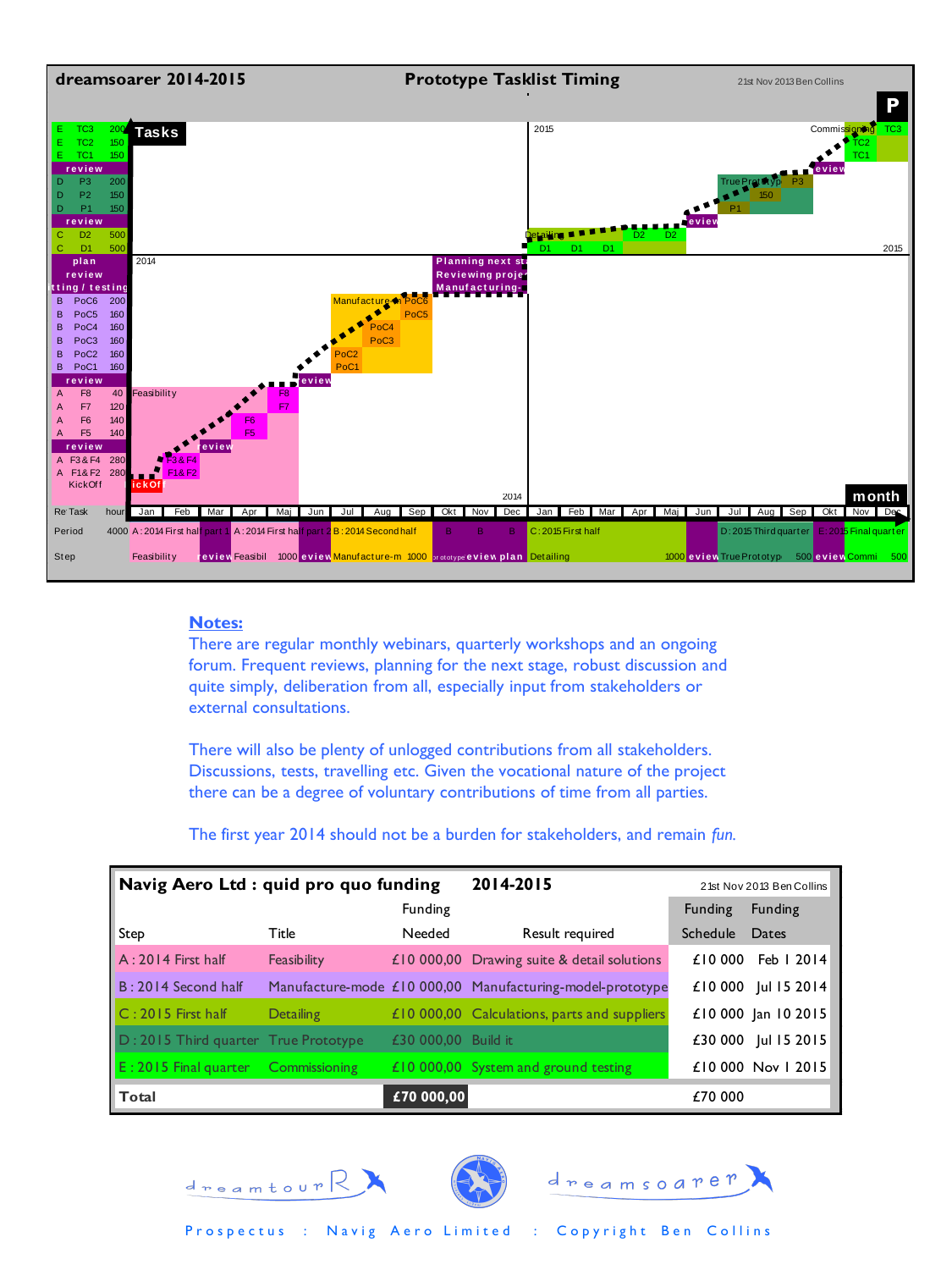**dreamsoarer 2014-2015** **Prototype Tasklist Timing** 21st Nov 2013 Ben Collins

| Re Task | | hour |
|---|---|---|
| E | TC3 | 200 |
| E | TC2 | 150 |
| E | TC1 | 150 |
| review | | |
| D | P3 | 200 |
| D | P2 | 150 |
| D | P1 | 150 |
| review | | |
| C | D2 | 500 |
| C | D1 | 500 |
| plan | | |
| review | | |
| tting / testing | | |
| B | PoC6 | 200 |
| B | PoC5 | 160 |
| B | PoC4 | 160 |
| B | PoC3 | 160 |
| B | PoC2 | 160 |
| B | PoC1 | 160 |
| review | | |
| A | F8 | 40 |
| A | F7 | 120 |
| A | F6 | 140 |
| A | F5 | 140 |
| review | | |
| A | F3 & F4 | 280 |
| A | F1& F2 | 280 |
| KickOff | | |

Period: 4000 — A : 2014 First half part 1 | A : 2014 First half part 2 | B : 2014 Second half | B B B | C : 2015 First half | D : 2015 Third quarter | E : 2015 Final quarter

Step: Feasibility | review | Feasibil 1000 | review | Manufacture-m 1000 | prototype review plan | Detailing 1000 | review | True Prototyp 500 | review | Commi 500

## Notes:

There are regular monthly webinars, quarterly workshops and an ongoing forum. Frequent reviews, planning for the next stage, robust discussion and quite simply, deliberation from all, especially input from stakeholders or external consultations.

There will also be plenty of unlogged contributions from all stakeholders. Discussions, tests, travelling etc. Given the vocational nature of the project there can be a degree of voluntary contributions of time from all parties.

The first year 2014 should not be a burden for stakeholders, and remain *fun.*

**Navig Aero Ltd : quid pro quo funding** **2014-2015** 21st Nov 2013 Ben Collins

| Step | Title | Funding Needed | Result required | Funding Schedule | Funding Dates |
|---|---|---|---|---|---|
| A : 2014 First half | Feasibility | £10 000,00 | Drawing suite & detail solutions | £10 000 | Feb 1 2014 |
| B : 2014 Second half | Manufacture-mode | £10 000,00 | Manufacturing-model-prototype | £10 000 | Jul 15 2014 |
| C : 2015 First half | Detailing | £10 000,00 | Calculations, parts and suppliers | £10 000 | Jan 10 2015 |
| D : 2015 Third quarter | True Prototype | £30 000,00 | Build it | £30 000 | Jul 15 2015 |
| E : 2015 Final quarter | Commissioning | £10 000,00 | System and ground testing | £10 000 | Nov 1 2015 |
| **Total** | | **£70 000,00** | | £70 000 | |

dreamtourR dreamsoarer

Prospectus : Navig Aero Limited : Copyright Ben Collins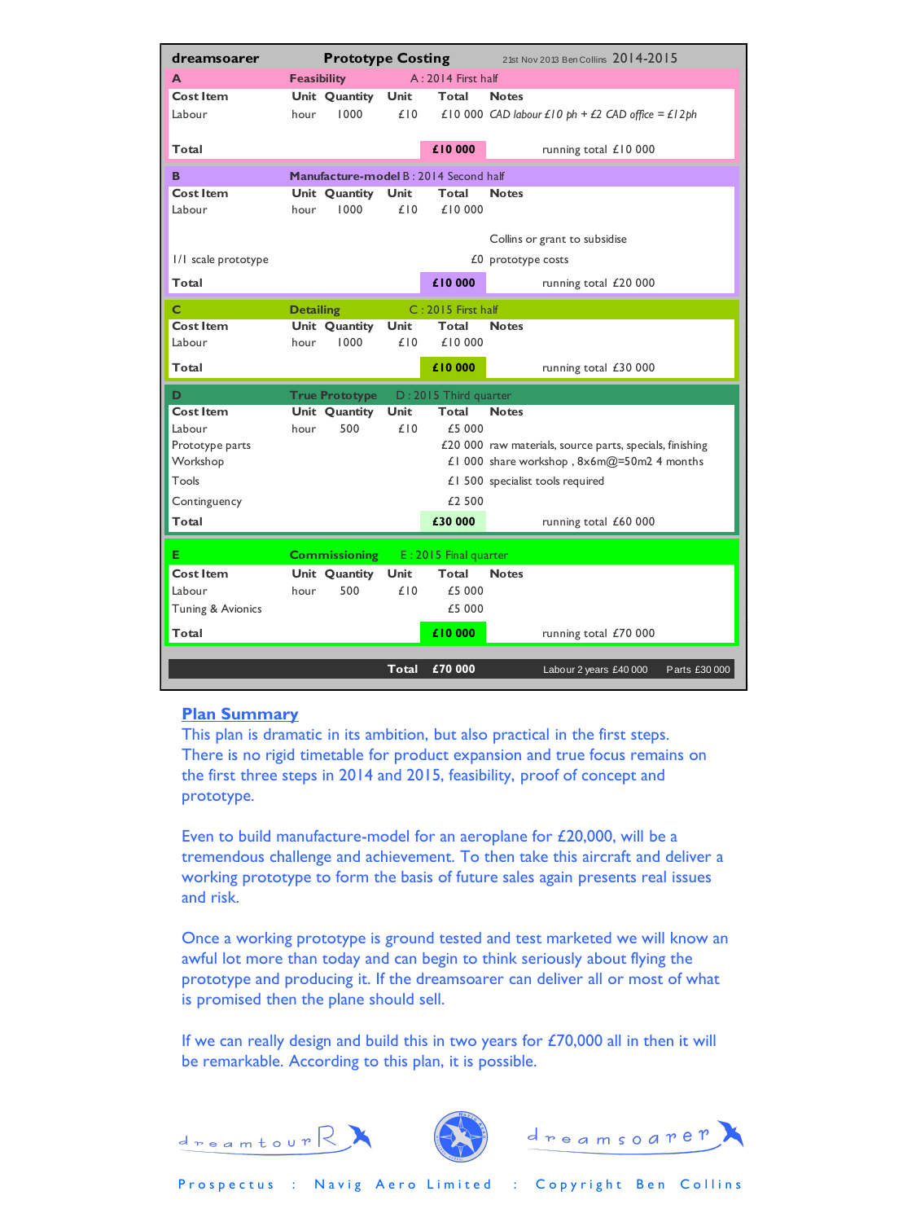**dreamsoarer** **Prototype Costing** 21st Nov 2013 Ben Collins 2014-2015

**A** **Feasibility** A : 2014 First half

| Cost Item | Unit | Quantity | Unit | Total | Notes |
|---|---|---|---|---|---|
| Labour | hour | 1000 | £10 | £10 000 | *CAD labour £10 ph + £2 CAD office = £12ph* |
| **Total** | | | | **£10 000** | running total £10 000 |

**B** **Manufacture-model** B : 2014 Second half

| Cost Item | Unit | Quantity | Unit | Total | Notes |
|---|---|---|---|---|---|
| Labour | hour | 1000 | £10 | £10 000 | |
| | | | | | Collins or grant to subsidise |
| 1/1 scale prototype | | | | £0 | prototype costs |
| **Total** | | | | **£10 000** | running total £20 000 |

**C** **Detailing** C : 2015 First half

| Cost Item | Unit | Quantity | Unit | Total | Notes |
|---|---|---|---|---|---|
| Labour | hour | 1000 | £10 | £10 000 | |
| **Total** | | | | **£10 000** | running total £30 000 |

**D** **True Prototype** D : 2015 Third quarter

| Cost Item | Unit | Quantity | Unit | Total | Notes |
|---|---|---|---|---|---|
| Labour | hour | 500 | £10 | £5 000 | |
| Prototype parts | | | | £20 000 | raw materials, source parts, specials, finishing |
| Workshop | | | | £1 000 | share workshop , 8x6m@=50m2 4 months |
| Tools | | | | £1 500 | specialist tools required |
| Contingency | | | | £2 500 | |
| **Total** | | | | **£30 000** | running total £60 000 |

**E** **Commissioning** E : 2015 Final quarter

| Cost Item | Unit | Quantity | Unit | Total | Notes |
|---|---|---|---|---|---|
| Labour | hour | 500 | £10 | £5 000 | |
| Tuning & Avionics | | | | £5 000 | |
| **Total** | | | | **£10 000** | running total £70 000 |

**Total** **£70 000** Labour 2 years £40 000 Parts £30 000

## Plan Summary

This plan is dramatic in its ambition, but also practical in the first steps. There is no rigid timetable for product expansion and true focus remains on the first three steps in 2014 and 2015, feasibility, proof of concept and prototype.

Even to build manufacture-model for an aeroplane for £20,000, will be a tremendous challenge and achievement. To then take this aircraft and deliver a working prototype to form the basis of future sales again presents real issues and risk.

Once a working prototype is ground tested and test marketed we will know an awful lot more than today and can begin to think seriously about flying the prototype and producing it. If the dreamsoarer can deliver all or most of what is promised then the plane should sell.

If we can really design and build this in two years for £70,000 all in then it will be remarkable. According to this plan, it is possible.

dreamtourR dreamsoarer

Prospectus : Navig Aero Limited : Copyright Ben Collins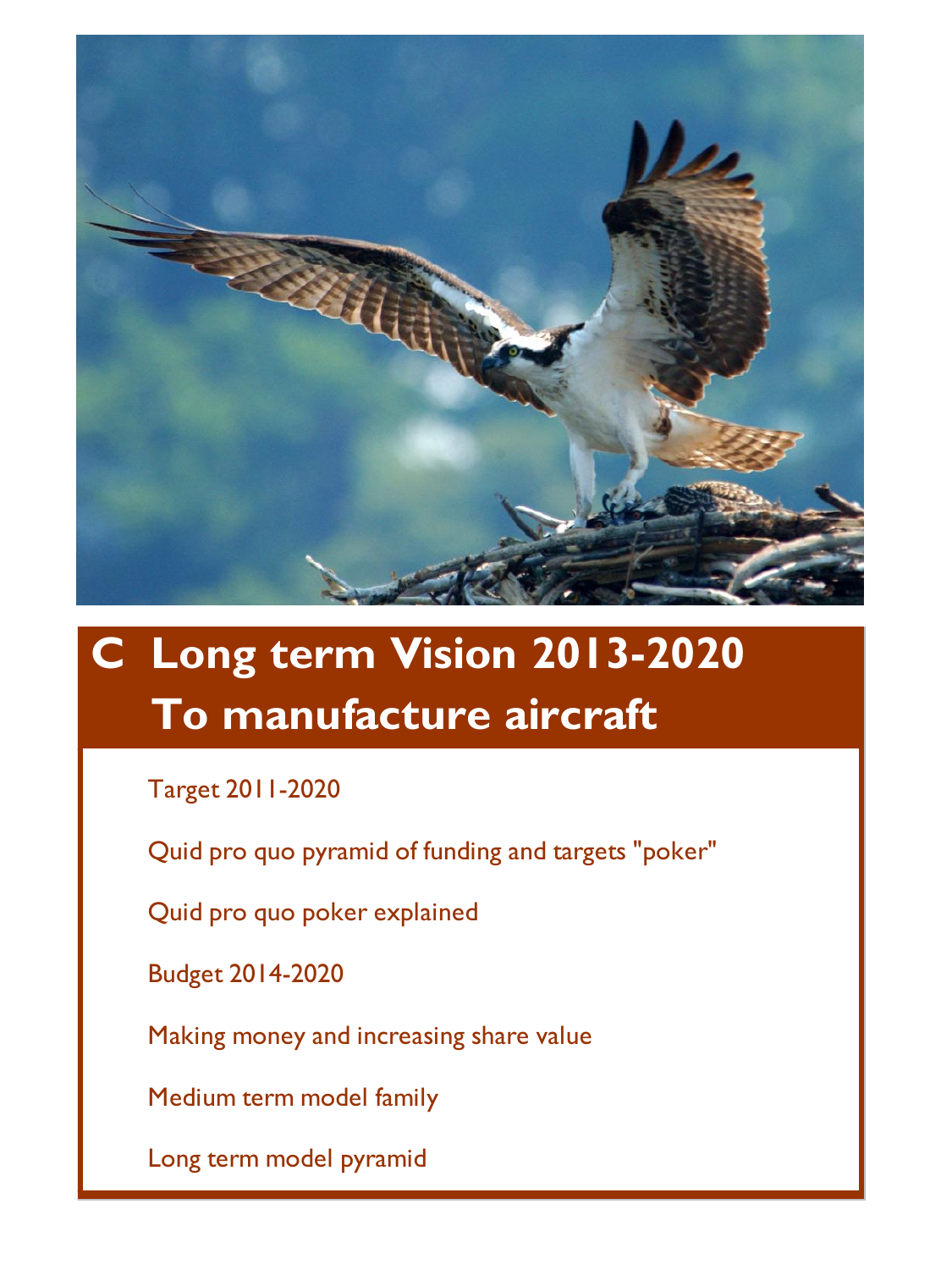# C Long term Vision 2013-2020 To manufacture aircraft

Target 2011-2020

Quid pro quo pyramid of funding and targets "poker"

Quid pro quo poker explained

Budget 2014-2020

Making money and increasing share value

Medium term model family

Long term model pyramid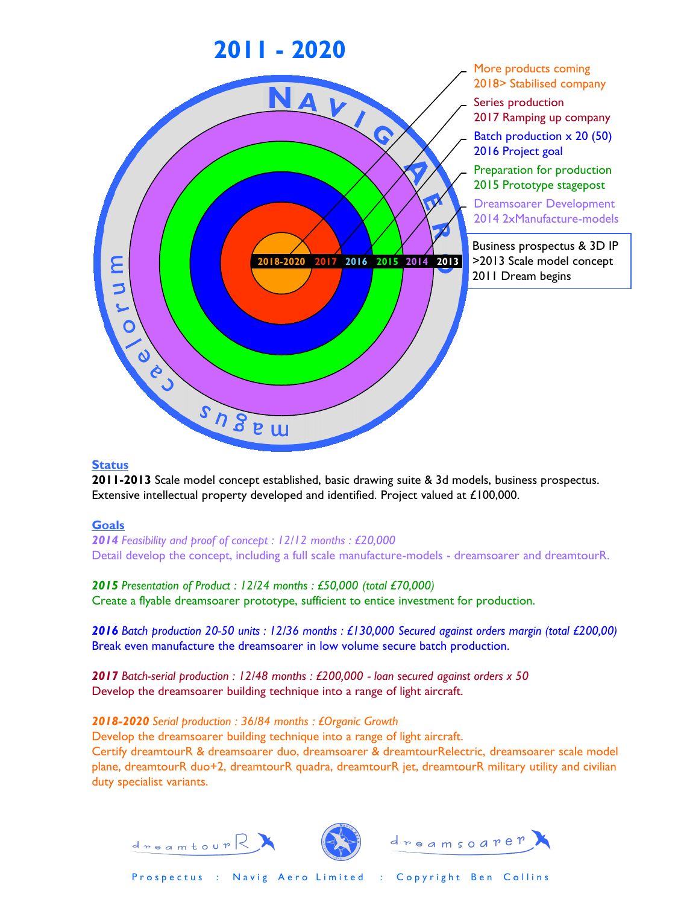# 2011 - 2020

More products coming
2018> Stabilised company

Series production
2017 Ramping up company

Batch production x 20 (50)
2016 Project goal

Preparation for production
2015 Prototype stagepost

Dreamsoarer Development
2014 2xManufacture-models

Business prospectus & 3D IP
>2013 Scale model concept
2011 Dream begins

2018-2020 2017 2016 2015 2014 2013

NAVIG AERO caelorum magus

**Status**

**2011-2013** Scale model concept established, basic drawing suite & 3d models, business prospectus. Extensive intellectual property developed and identified. Project valued at £100,000.

**Goals**

***2014*** *Feasibility and proof of concept : 12/12 months : £20,000*
Detail develop the concept, including a full scale manufacture-models - dreamsoarer and dreamtourR.

***2015*** *Presentation of Product : 12/24 months : £50,000 (total £70,000)*
Create a flyable dreamsoarer prototype, sufficient to entice investment for production.

***2016*** *Batch production 20-50 units : 12/36 months : £130,000 Secured against orders margin (total £200,00)*
Break even manufacture the dreamsoarer in low volume secure batch production.

***2017*** *Batch-serial production : 12/48 months : £200,000 - loan secured against orders x 50*
Develop the dreamsoarer building technique into a range of light aircraft.

***2018-2020*** *Serial production : 36/84 months : £Organic Growth*
Develop the dreamsoarer building technique into a range of light aircraft.
Certify dreamtourR & dreamsoarer duo, dreamsoarer & dreamtourRelectric, dreamsoarer scale model plane, dreamtourR duo+2, dreamtourR quadra, dreamtourR jet, dreamtourR military utility and civilian duty specialist variants.

dreamtourR dreamsoarer

Prospectus : Navig Aero Limited : Copyright Ben Collins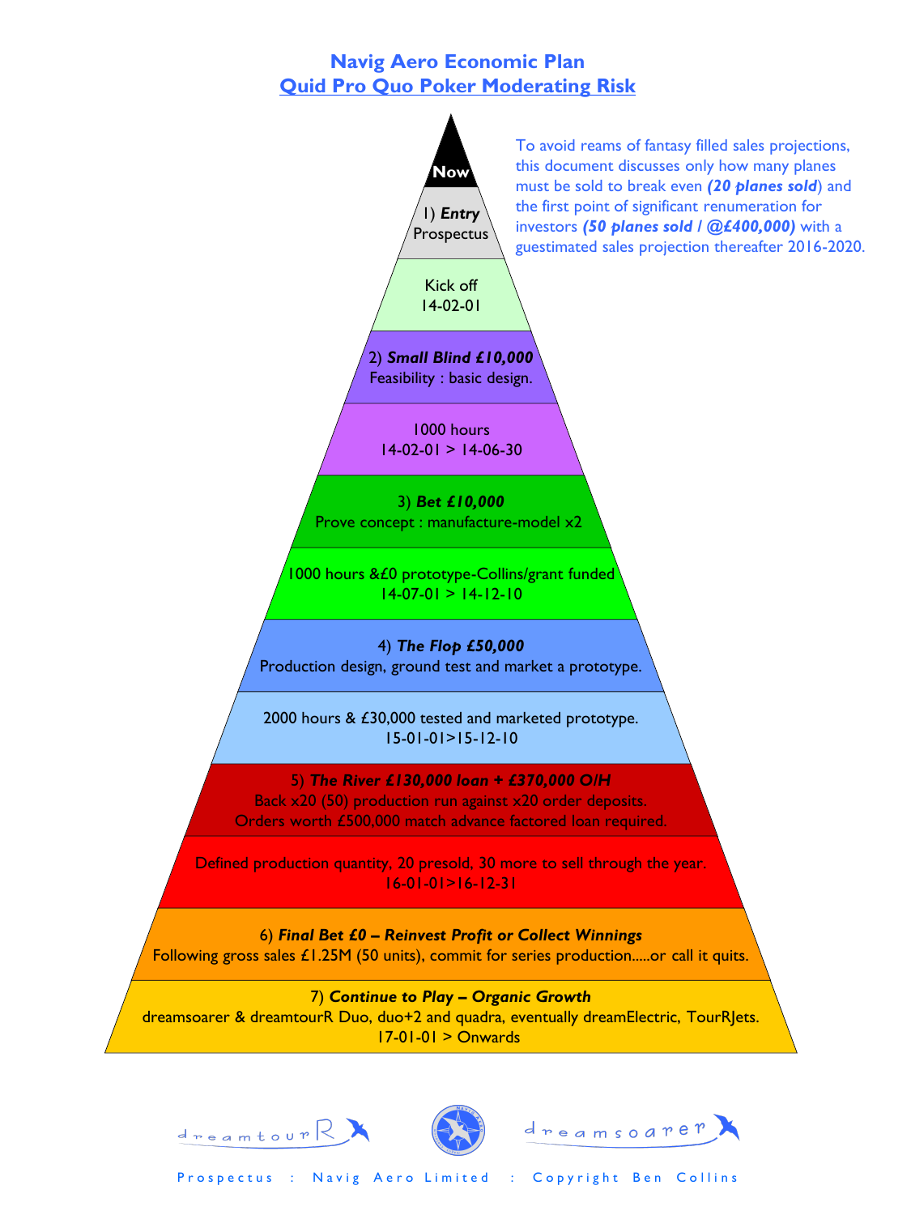# Navig Aero Economic Plan

## Quid Pro Quo Poker Moderating Risk

To avoid reams of fantasy filled sales projections, this document discusses only how many planes must be sold to break even ***(20 planes sold)*** and the first point of significant renumeration for investors ***(50 planes sold / @£400,000)*** with a guestimated sales projection thereafter 2016-2020.

**Now**

1) ***Entry***
Prospectus

Kick off
14-02-01

2) ***Small Blind £10,000***
Feasibility : basic design.

1000 hours
14-02-01 > 14-06-30

3) ***Bet £10,000***
Prove concept : manufacture-model x2

1000 hours &£0 prototype-Collins/grant funded
14-07-01 > 14-12-10

4) ***The Flop £50,000***
Production design, ground test and market a prototype.

2000 hours & £30,000 tested and marketed prototype.
15-01-01>15-12-10

5) ***The River £130,000 loan + £370,000 O/H***
Back x20 (50) production run against x20 order deposits.
Orders worth £500,000 match advance factored loan required.

Defined production quantity, 20 presold, 30 more to sell through the year.
16-01-01>16-12-31

6) ***Final Bet £0 – Reinvest Profit or Collect Winnings***
Following gross sales £1.25M (50 units), commit for series production.....or call it quits.

7) ***Continue to Play – Organic Growth***
dreamsoarer & dreamtourR Duo, duo+2 and quadra, eventually dreamElectric, TourRJets.
17-01-01 > Onwards

dreamtourR dreamsoarer

Prospectus : Navig Aero Limited : Copyright Ben Collins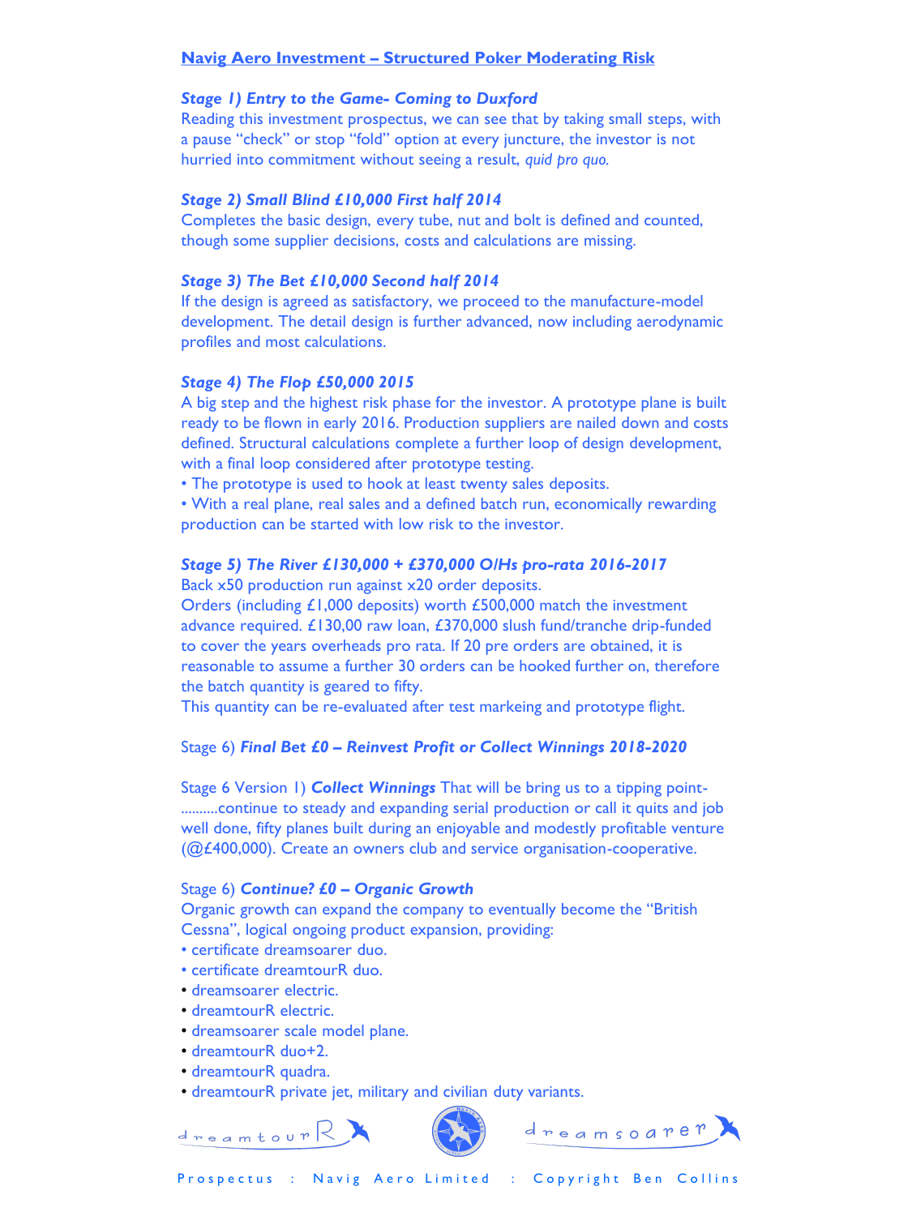## Navig Aero Investment – Structured Poker Moderating Risk

### *Stage 1) Entry to the Game- Coming to Duxford*

Reading this investment prospectus, we can see that by taking small steps, with a pause "check" or stop "fold" option at every juncture, the investor is not hurried into commitment without seeing a result, *quid pro quo.*

### *Stage 2) Small Blind £10,000 First half 2014*

Completes the basic design, every tube, nut and bolt is defined and counted, though some supplier decisions, costs and calculations are missing.

### *Stage 3) The Bet £10,000 Second half 2014*

If the design is agreed as satisfactory, we proceed to the manufacture-model development. The detail design is further advanced, now including aerodynamic profiles and most calculations.

### *Stage 4) The Flop £50,000 2015*

A big step and the highest risk phase for the investor. A prototype plane is built ready to be flown in early 2016. Production suppliers are nailed down and costs defined. Structural calculations complete a further loop of design development, with a final loop considered after prototype testing.

- The prototype is used to hook at least twenty sales deposits.
- With a real plane, real sales and a defined batch run, economically rewarding production can be started with low risk to the investor.

### *Stage 5) The River £130,000 + £370,000 O/Hs pro-rata 2016-2017*

Back x50 production run against x20 order deposits.

Orders (including £1,000 deposits) worth £500,000 match the investment advance required. £130,00 raw loan, £370,000 slush fund/tranche drip-funded to cover the years overheads pro rata. If 20 pre orders are obtained, it is reasonable to assume a further 30 orders can be hooked further on, therefore the batch quantity is geared to fifty.

This quantity can be re-evaluated after test markeing and prototype flight.

### Stage 6) *Final Bet £0 – Reinvest Profit or Collect Winnings 2018-2020*

Stage 6 Version 1) ***Collect Winnings*** That will be bring us to a tipping point- ..........continue to steady and expanding serial production or call it quits and job well done, fifty planes built during an enjoyable and modestly profitable venture (@£400,000). Create an owners club and service organisation-cooperative.

### Stage 6) *Continue? £0 – Organic Growth*

Organic growth can expand the company to eventually become the "British Cessna", logical ongoing product expansion, providing:

- certificate dreamsoarer duo.
- certificate dreamtourR duo.
- dreamsoarer electric.
- dreamtourR electric.
- dreamsoarer scale model plane.
- dreamtourR duo+2.
- dreamtourR quadra.
- dreamtourR private jet, military and civilian duty variants.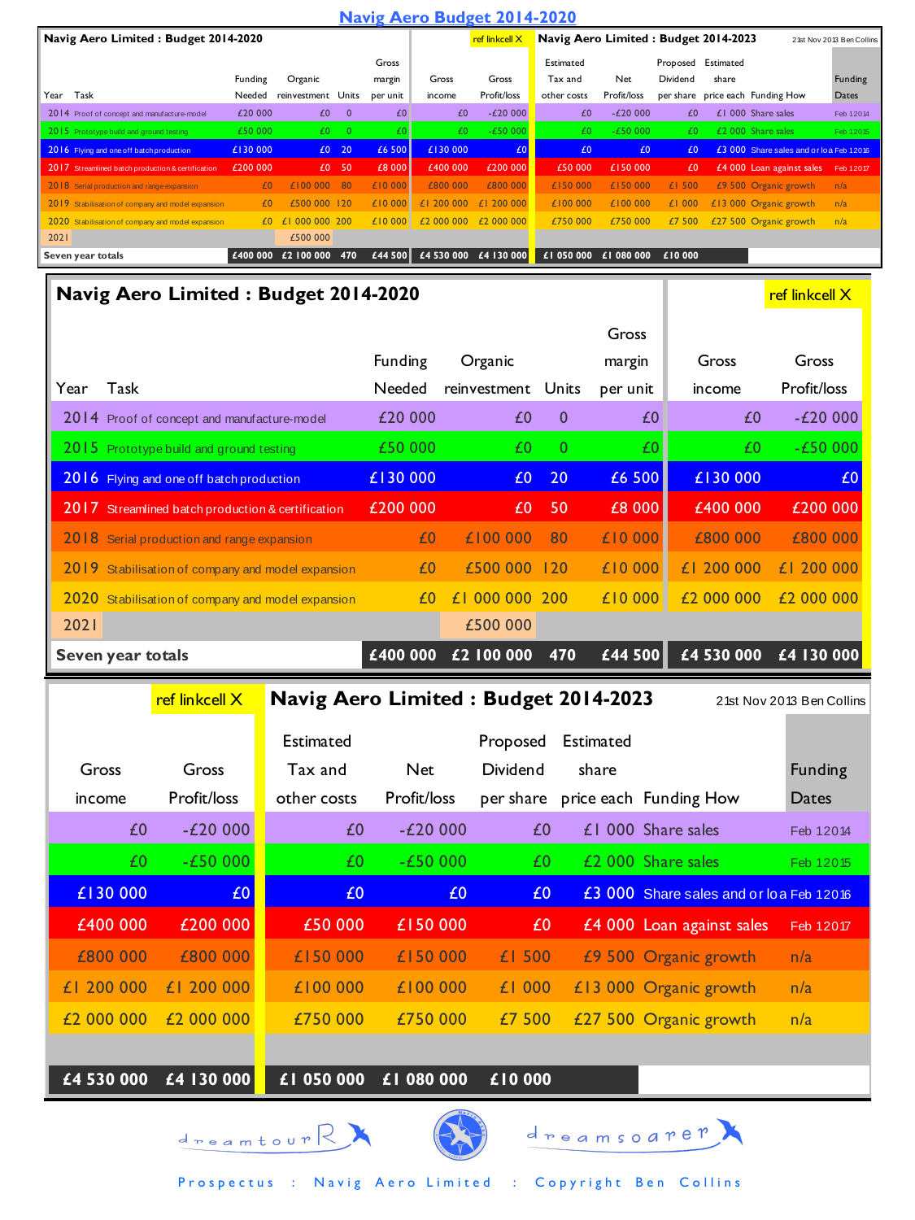# Navig Aero Budget 2014-2020

## Navig Aero Limited : Budget 2014-2020

| Year | Task | Funding Needed | Organic reinvestment | Units | Gross margin per unit | Gross income | Gross Profit/loss |
|---|---|---|---|---|---|---|---|
| 2014 | Proof of concept and manufacture-model | £20 000 | £0 | 0 | £0 | £0 | -£20 000 |
| 2015 | Prototype build and ground testing | £50 000 | £0 | 0 | £0 | £0 | -£50 000 |
| 2016 | Flying and one off batch production | £130 000 | £0 | 20 | £6 500 | £130 000 | £0 |
| 2017 | Streamlined batch production & certification | £200 000 | £0 | 50 | £8 000 | £400 000 | £200 000 |
| 2018 | Serial production and range expansion | £0 | £100 000 | 80 | £10 000 | £800 000 | £800 000 |
| 2019 | Stabilisation of company and model expansion | £0 | £500 000 | 120 | £10 000 | £1 200 000 | £1 200 000 |
| 2020 | Stabilisation of company and model expansion | £0 | £1 000 000 | 200 | £10 000 | £2 000 000 | £2 000 000 |
| 2021 | | | £500 000 | | | | |
| **Seven year totals** | | **£400 000** | **£2 100 000** | **470** | **£44 500** | **£4 530 000** | **£4 130 000** |

ref linkcell X

## Navig Aero Limited : Budget 2014-2023

21st Nov 2013 Ben Collins

| Gross income | Gross Profit/loss | Estimated Tax and other costs | Net Profit/loss | Proposed Dividend per share | Estimated share price each | Funding How | Funding Dates |
|---|---|---|---|---|---|---|---|
| £0 | -£20 000 | £0 | -£20 000 | £0 | £1 000 | Share sales | Feb 12014 |
| £0 | -£50 000 | £0 | -£50 000 | £0 | £2 000 | Share sales | Feb 12015 |
| £130 000 | £0 | £0 | £0 | £0 | £3 000 | Share sales and or loa | Feb 12016 |
| £400 000 | £200 000 | £50 000 | £150 000 | £0 | £4 000 | Loan against sales | Feb 12017 |
| £800 000 | £800 000 | £150 000 | £150 000 | £1 500 | £9 500 | Organic growth | n/a |
| £1 200 000 | £1 200 000 | £100 000 | £100 000 | £1 000 | £13 000 | Organic growth | n/a |
| £2 000 000 | £2 000 000 | £750 000 | £750 000 | £7 500 | £27 500 | Organic growth | n/a |
| | | | | | | | |
| **£4 530 000** | **£4 130 000** | **£1 050 000** | **£1 080 000** | **£10 000** | | | |

dreamtourR dreamsoarer

Prospectus : Navig Aero Limited : Copyright Ben Collins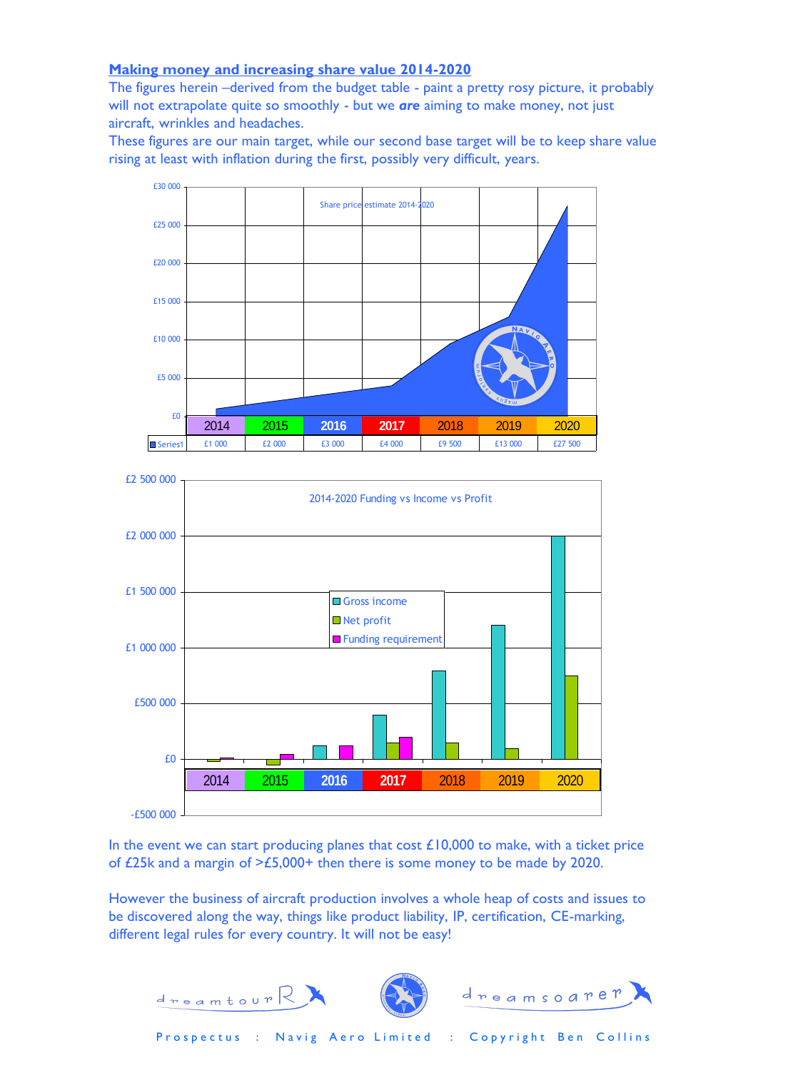## Making money and increasing share value 2014-2020

The figures herein –derived from the budget table - paint a pretty rosy picture, it probably will not extrapolate quite so smoothly - but we ***are*** aiming to make money, not just aircraft, wrinkles and headaches.

These figures are our main target, while our second base target will be to keep share value rising at least with inflation during the first, possibly very difficult, years.

Share price estimate 2014-2020

| | 2014 | 2015 | 2016 | 2017 | 2018 | 2019 | 2020 |
|---|---|---|---|---|---|---|---|
| Series1 | £1 000 | £2 000 | £3 000 | £4 000 | £9 500 | £13 000 | £27 500 |

2014-2020 Funding vs Income vs Profit

In the event we can start producing planes that cost £10,000 to make, with a ticket price of £25k and a margin of >£5,000+ then there is some money to be made by 2020.

However the business of aircraft production involves a whole heap of costs and issues to be discovered along the way, things like product liability, IP, certification, CE-marking, different legal rules for every country. It will not be easy!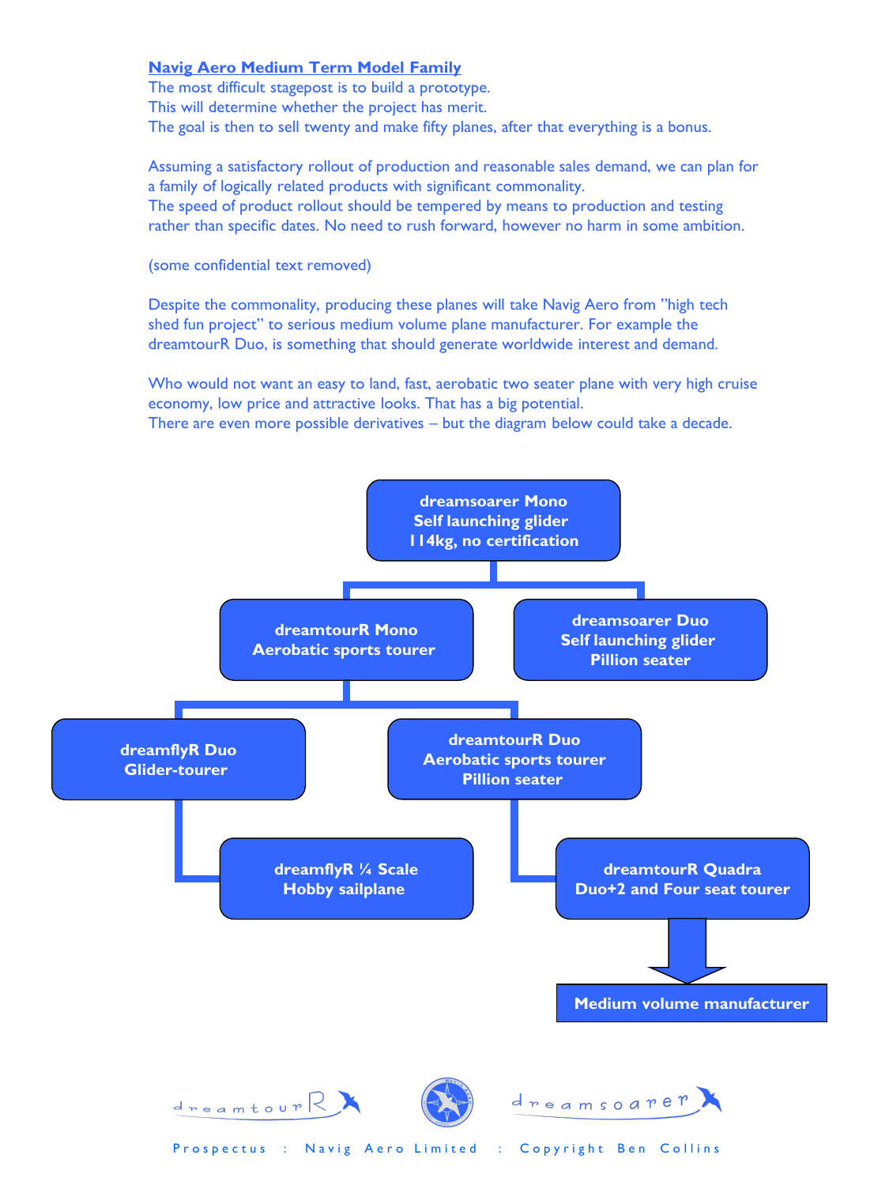## Navig Aero Medium Term Model Family

The most difficult stagepost is to build a prototype.
This will determine whether the project has merit.
The goal is then to sell twenty and make fifty planes, after that everything is a bonus.

Assuming a satisfactory rollout of production and reasonable sales demand, we can plan for a family of logically related products with significant commonality.
The speed of product rollout should be tempered by means to production and testing rather than specific dates. No need to rush forward, however no harm in some ambition.

(some confidential text removed)

Despite the commonality, producing these planes will take Navig Aero from "high tech shed fun project" to serious medium volume plane manufacturer. For example the dreamtourR Duo, is something that should generate worldwide interest and demand.

Who would not want an easy to land, fast, aerobatic two seater plane with very high cruise economy, low price and attractive looks. That has a big potential.
There are even more possible derivatives – but the diagram below could take a decade.

- **dreamsoarer Mono** – Self launching glider – 114kg, no certification
  - **dreamtourR Mono** – Aerobatic sports tourer
    - **dreamflyR Duo** – Glider-tourer
      - **dreamflyR ¼ Scale** – Hobby sailplane
    - **dreamtourR Duo** – Aerobatic sports tourer – Pillion seater
      - **dreamtourR Quadra** – Duo+2 and Four seat tourer
        - **Medium volume manufacturer**
  - **dreamsoarer Duo** – Self launching glider – Pillion seater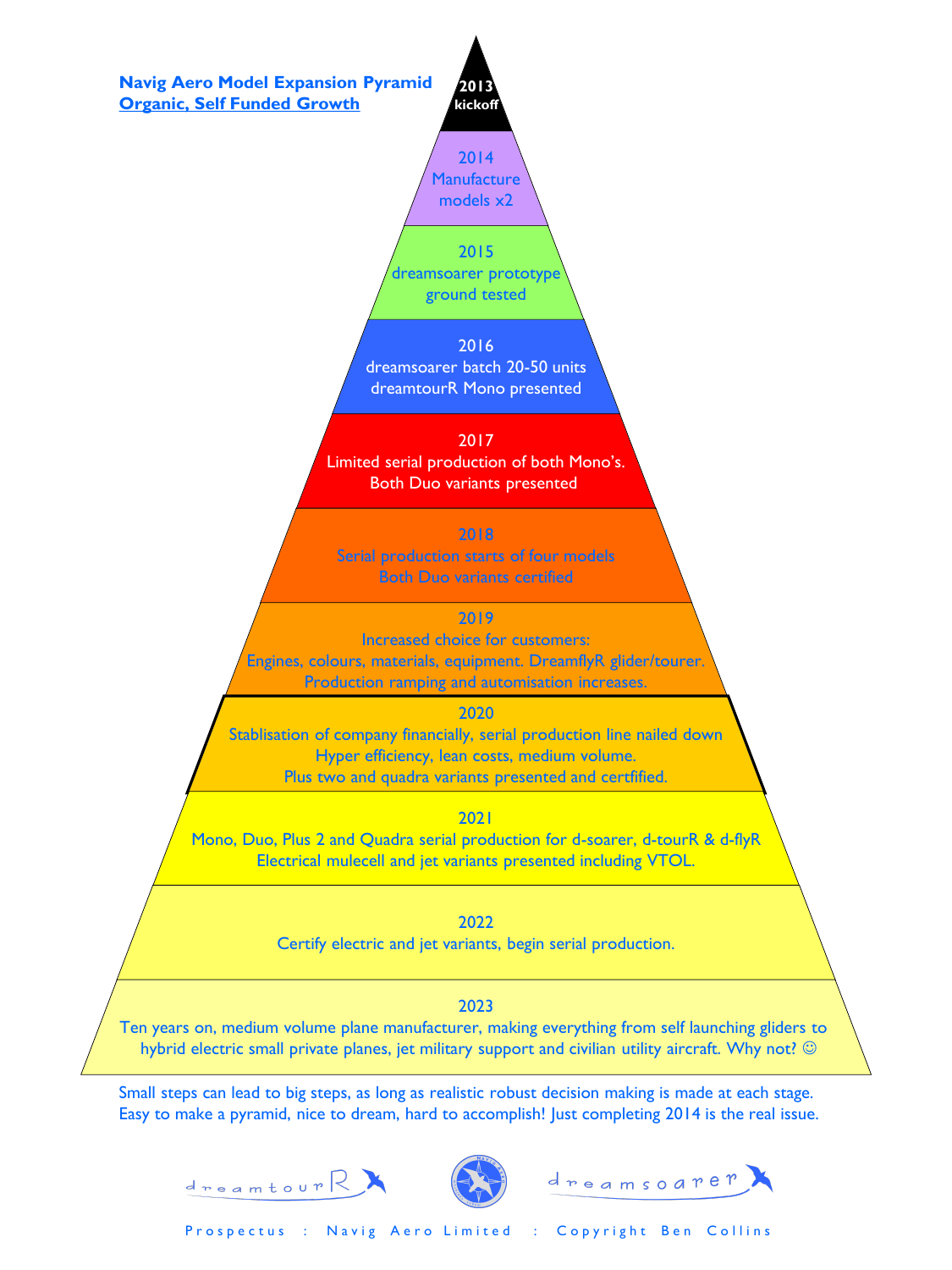**Navig Aero Model Expansion Pyramid**
**Organic, Self Funded Growth**

**2013 kickoff**

**2014**
Manufacture models x2

**2015**
dreamsoarer prototype ground tested

**2016**
dreamsoarer batch 20-50 units
dreamtourR Mono presented

**2017**
Limited serial production of both Mono's.
Both Duo variants presented

**2018**
Serial production starts of four models
Both Duo variants certified

**2019**
Increased choice for customers:
Engines, colours, materials, equipment. DreamflyR glider/tourer.
Production ramping and automisation increases.

**2020**
Stablisation of company financially, serial production line nailed down
Hyper efficiency, lean costs, medium volume.
Plus two and quadra variants presented and certfified.

**2021**
Mono, Duo, Plus 2 and Quadra serial production for d-soarer, d-tourR & d-flyR
Electrical mulecell and jet variants presented including VTOL.

**2022**
Certify electric and jet variants, begin serial production.

**2023**
Ten years on, medium volume plane manufacturer, making everything from self launching gliders to hybrid electric small private planes, jet military support and civilian utility aircraft. Why not? ☺

Small steps can lead to big steps, as long as realistic robust decision making is made at each stage.
Easy to make a pyramid, nice to dream, hard to accomplish! Just completing 2014 is the real issue.

dreamtourR dreamsoarer

Prospectus : Navig Aero Limited : Copyright Ben Collins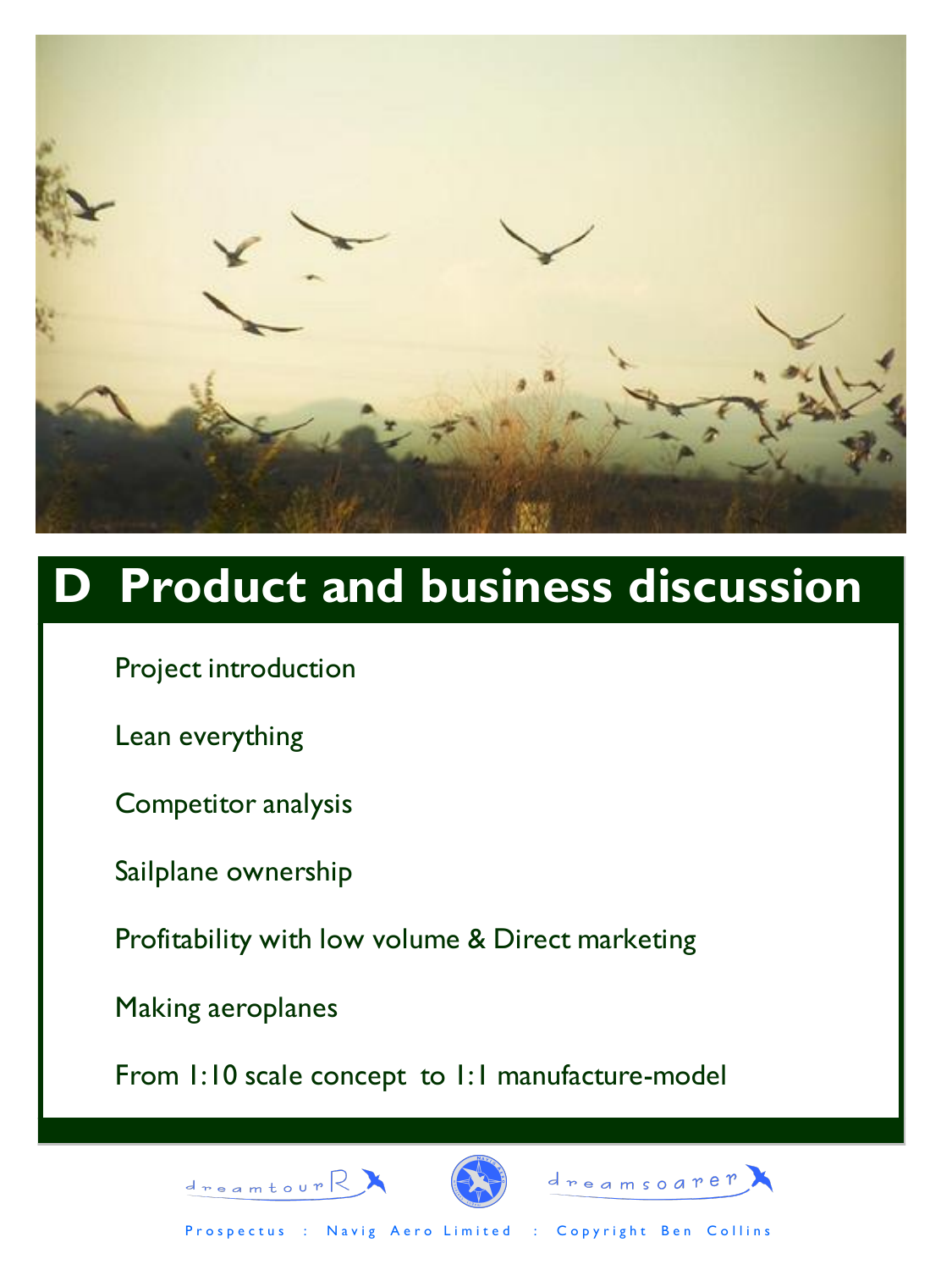# D Product and business discussion

Project introduction

Lean everything

Competitor analysis

Sailplane ownership

Profitability with low volume & Direct marketing

Making aeroplanes

From 1:10 scale concept to 1:1 manufacture-model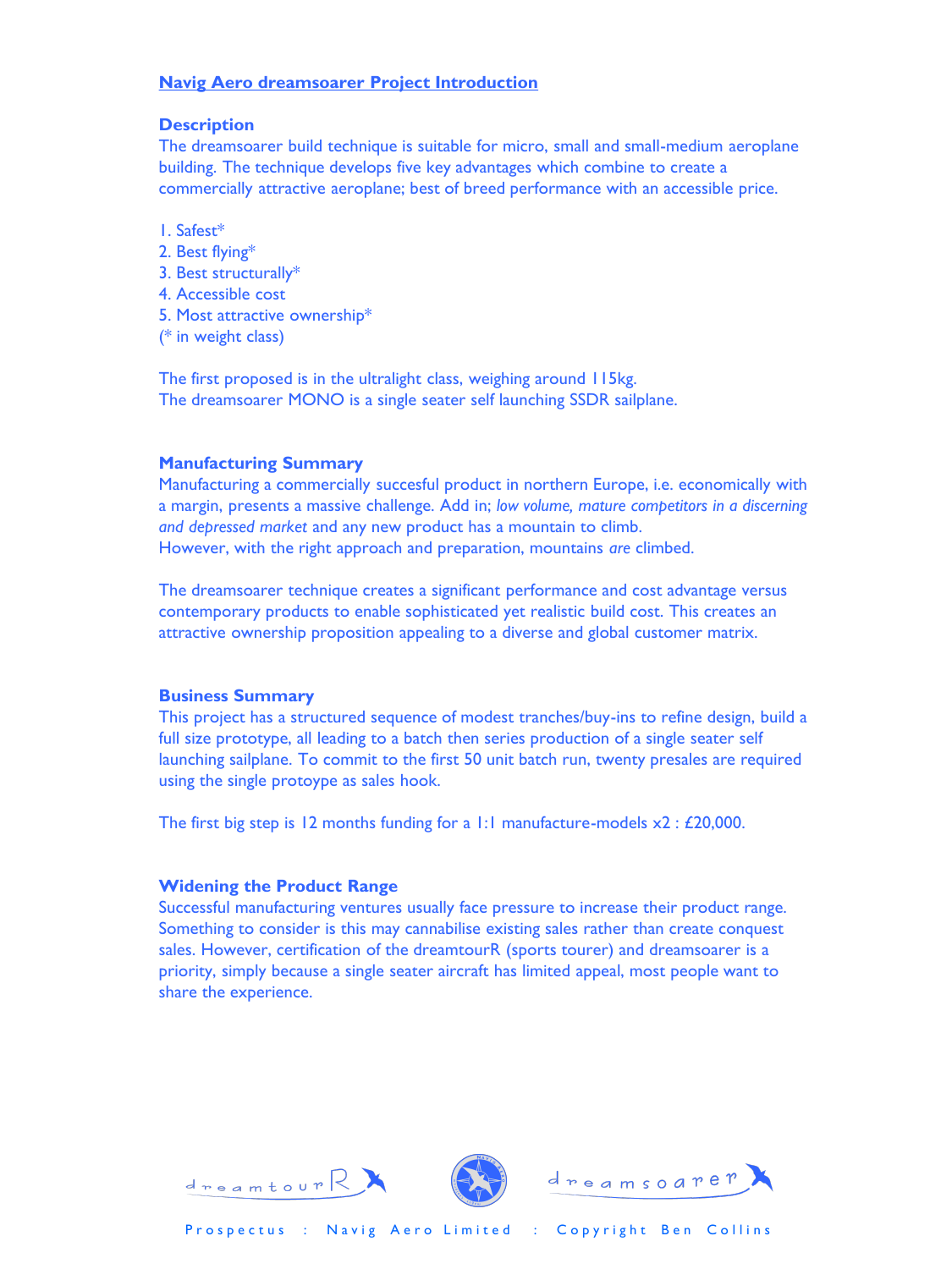## Navig Aero dreamsoarer Project Introduction

### Description

The dreamsoarer build technique is suitable for micro, small and small-medium aeroplane building. The technique develops five key advantages which combine to create a commercially attractive aeroplane; best of breed performance with an accessible price.

1. Safest*
2. Best flying*
3. Best structurally*
4. Accessible cost
5. Most attractive ownership*

(* in weight class)

The first proposed is in the ultralight class, weighing around 115kg.
The dreamsoarer MONO is a single seater self launching SSDR sailplane.

### Manufacturing Summary

Manufacturing a commercially succesful product in northern Europe, i.e. economically with a margin, presents a massive challenge. Add in; *low volume, mature competitors in a discerning and depressed market* and any new product has a mountain to climb.
However, with the right approach and preparation, mountains *are* climbed.

The dreamsoarer technique creates a significant performance and cost advantage versus contemporary products to enable sophisticated yet realistic build cost. This creates an attractive ownership proposition appealing to a diverse and global customer matrix.

### Business Summary

This project has a structured sequence of modest tranches/buy-ins to refine design, build a full size prototype, all leading to a batch then series production of a single seater self launching sailplane. To commit to the first 50 unit batch run, twenty presales are required using the single protoype as sales hook.

The first big step is 12 months funding for a 1:1 manufacture-models x2 : £20,000.

### Widening the Product Range

Successful manufacturing ventures usually face pressure to increase their product range. Something to consider is this may cannabilise existing sales rather than create conquest sales. However, certification of the dreamtourR (sports tourer) and dreamsoarer is a priority, simply because a single seater aircraft has limited appeal, most people want to share the experience.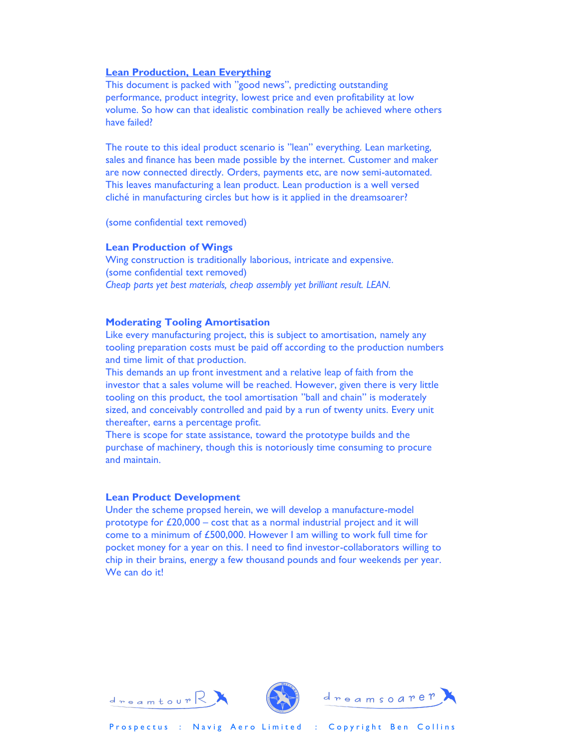## Lean Production, Lean Everything

This document is packed with "good news", predicting outstanding performance, product integrity, lowest price and even profitability at low volume. So how can that idealistic combination really be achieved where others have failed?

The route to this ideal product scenario is "lean" everything. Lean marketing, sales and finance has been made possible by the internet. Customer and maker are now connected directly. Orders, payments etc, are now semi-automated. This leaves manufacturing a lean product. Lean production is a well versed cliché in manufacturing circles but how is it applied in the dreamsoarer?

(some confidential text removed)

### Lean Production of Wings

Wing construction is traditionally laborious, intricate and expensive.
(some confidential text removed)
*Cheap parts yet best materials, cheap assembly yet brilliant result. LEAN.*

### Moderating Tooling Amortisation

Like every manufacturing project, this is subject to amortisation, namely any tooling preparation costs must be paid off according to the production numbers and time limit of that production.
This demands an up front investment and a relative leap of faith from the investor that a sales volume will be reached. However, given there is very little tooling on this product, the tool amortisation "ball and chain" is moderately sized, and conceivably controlled and paid by a run of twenty units. Every unit thereafter, earns a percentage profit.
There is scope for state assistance, toward the prototype builds and the purchase of machinery, though this is notoriously time consuming to procure and maintain.

### Lean Product Development

Under the scheme propsed herein, we will develop a manufacture-model prototype for £20,000 – cost that as a normal industrial project and it will come to a minimum of £500,000. However I am willing to work full time for pocket money for a year on this. I need to find investor-collaborators willing to chip in their brains, energy a few thousand pounds and four weekends per year. We can do it!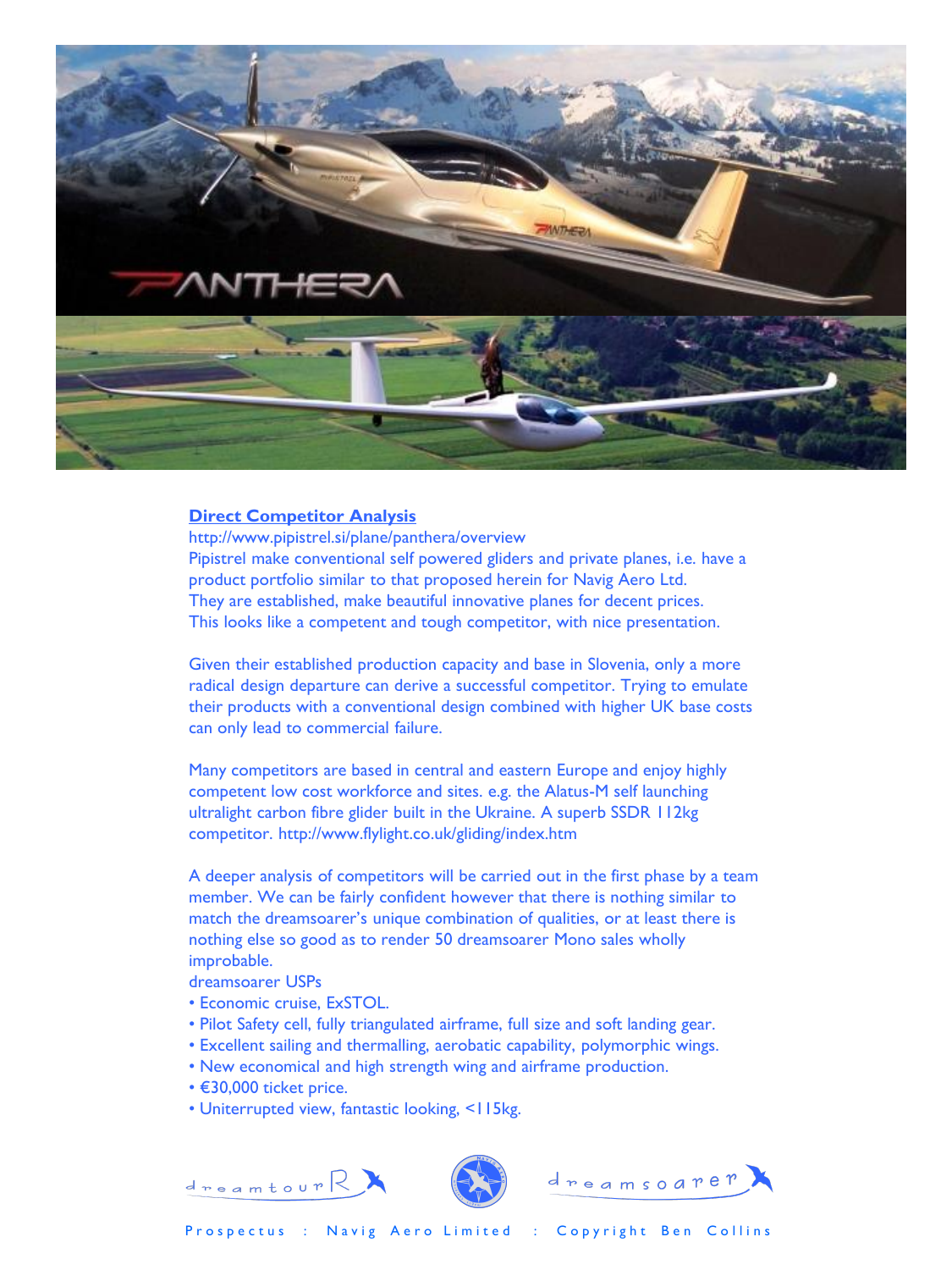## Direct Competitor Analysis

http://www.pipistrel.si/plane/panthera/overview

Pipistrel make conventional self powered gliders and private planes, i.e. have a product portfolio similar to that proposed herein for Navig Aero Ltd.
They are established, make beautiful innovative planes for decent prices.
This looks like a competent and tough competitor, with nice presentation.

Given their established production capacity and base in Slovenia, only a more radical design departure can derive a successful competitor. Trying to emulate their products with a conventional design combined with higher UK base costs can only lead to commercial failure.

Many competitors are based in central and eastern Europe and enjoy highly competent low cost workforce and sites. e.g. the Alatus-M self launching ultralight carbon fibre glider built in the Ukraine. A superb SSDR 112kg competitor. http://www.flylight.co.uk/gliding/index.htm

A deeper analysis of competitors will be carried out in the first phase by a team member. We can be fairly confident however that there is nothing similar to match the dreamsoarer's unique combination of qualities, or at least there is nothing else so good as to render 50 dreamsoarer Mono sales wholly improbable.

dreamsoarer USPs

- Economic cruise, ExSTOL.
- Pilot Safety cell, fully triangulated airframe, full size and soft landing gear.
- Excellent sailing and thermalling, aerobatic capability, polymorphic wings.
- New economical and high strength wing and airframe production.
- €30,000 ticket price.
- Uniterrupted view, fantastic looking, <115kg.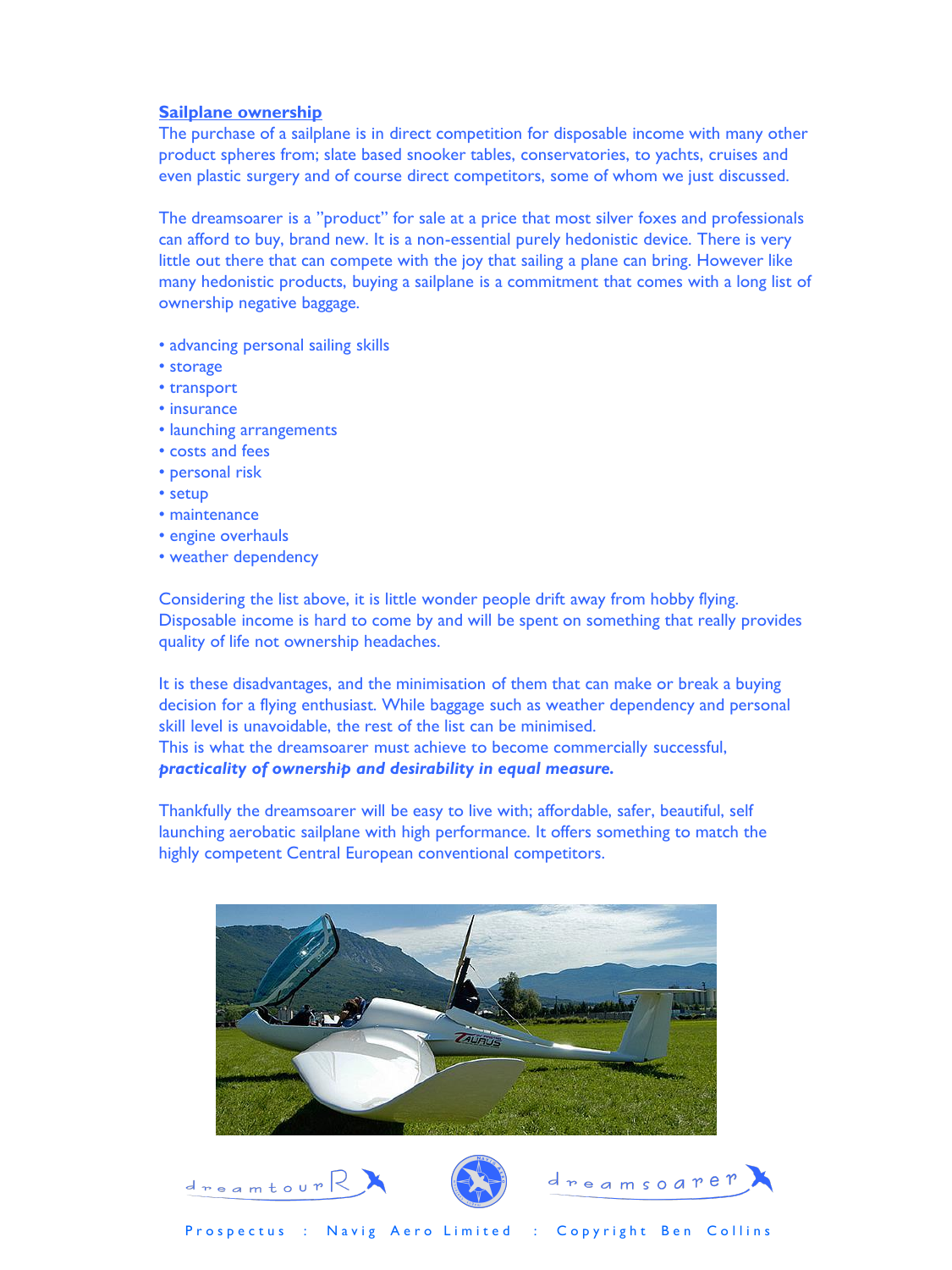## Sailplane ownership

The purchase of a sailplane is in direct competition for disposable income with many other product spheres from; slate based snooker tables, conservatories, to yachts, cruises and even plastic surgery and of course direct competitors, some of whom we just discussed.

The dreamsoarer is a "product" for sale at a price that most silver foxes and professionals can afford to buy, brand new. It is a non-essential purely hedonistic device. There is very little out there that can compete with the joy that sailing a plane can bring. However like many hedonistic products, buying a sailplane is a commitment that comes with a long list of ownership negative baggage.

- advancing personal sailing skills
- storage
- transport
- insurance
- launching arrangements
- costs and fees
- personal risk
- setup
- maintenance
- engine overhauls
- weather dependency

Considering the list above, it is little wonder people drift away from hobby flying. Disposable income is hard to come by and will be spent on something that really provides quality of life not ownership headaches.

It is these disadvantages, and the minimisation of them that can make or break a buying decision for a flying enthusiast. While baggage such as weather dependency and personal skill level is unavoidable, the rest of the list can be minimised.
This is what the dreamsoarer must achieve to become commercially successful,
***practicality of ownership and desirability in equal measure.***

Thankfully the dreamsoarer will be easy to live with; affordable, safer, beautiful, self launching aerobatic sailplane with high performance. It offers something to match the highly competent Central European conventional competitors.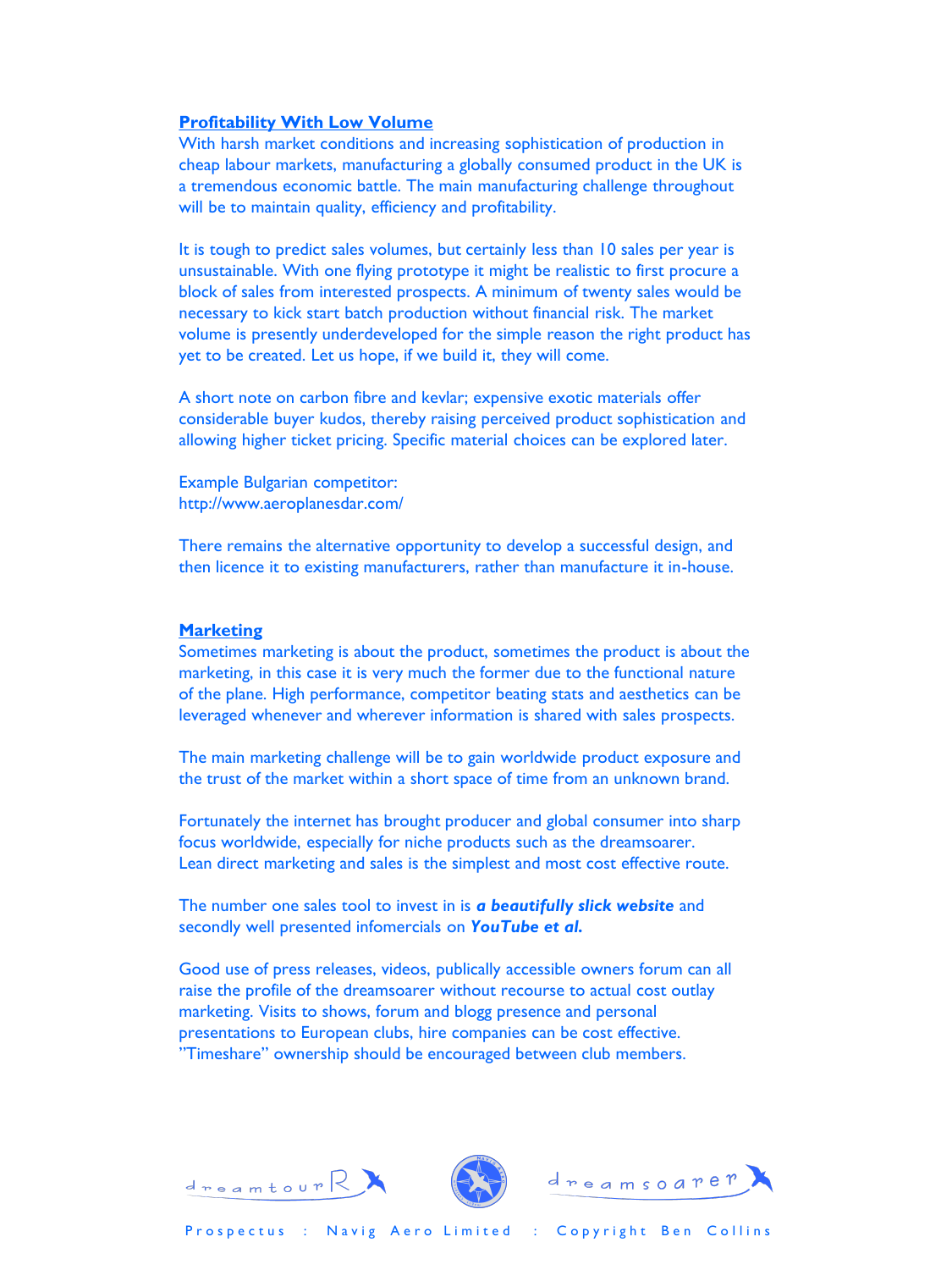## Profitability With Low Volume

With harsh market conditions and increasing sophistication of production in cheap labour markets, manufacturing a globally consumed product in the UK is a tremendous economic battle. The main manufacturing challenge throughout will be to maintain quality, efficiency and profitability.

It is tough to predict sales volumes, but certainly less than 10 sales per year is unsustainable. With one flying prototype it might be realistic to first procure a block of sales from interested prospects. A minimum of twenty sales would be necessary to kick start batch production without financial risk. The market volume is presently underdeveloped for the simple reason the right product has yet to be created. Let us hope, if we build it, they will come.

A short note on carbon fibre and kevlar; expensive exotic materials offer considerable buyer kudos, thereby raising perceived product sophistication and allowing higher ticket pricing. Specific material choices can be explored later.

Example Bulgarian competitor:
http://www.aeroplanesdar.com/

There remains the alternative opportunity to develop a successful design, and then licence it to existing manufacturers, rather than manufacture it in-house.

## Marketing

Sometimes marketing is about the product, sometimes the product is about the marketing, in this case it is very much the former due to the functional nature of the plane. High performance, competitor beating stats and aesthetics can be leveraged whenever and wherever information is shared with sales prospects.

The main marketing challenge will be to gain worldwide product exposure and the trust of the market within a short space of time from an unknown brand.

Fortunately the internet has brought producer and global consumer into sharp focus worldwide, especially for niche products such as the dreamsoarer. Lean direct marketing and sales is the simplest and most cost effective route.

The number one sales tool to invest in is ***a beautifully slick website*** and secondly well presented infomercials on ***YouTube et al.***

Good use of press releases, videos, publically accessible owners forum can all raise the profile of the dreamsoarer without recourse to actual cost outlay marketing. Visits to shows, forum and blogg presence and personal presentations to European clubs, hire companies can be cost effective. "Timeshare" ownership should be encouraged between club members.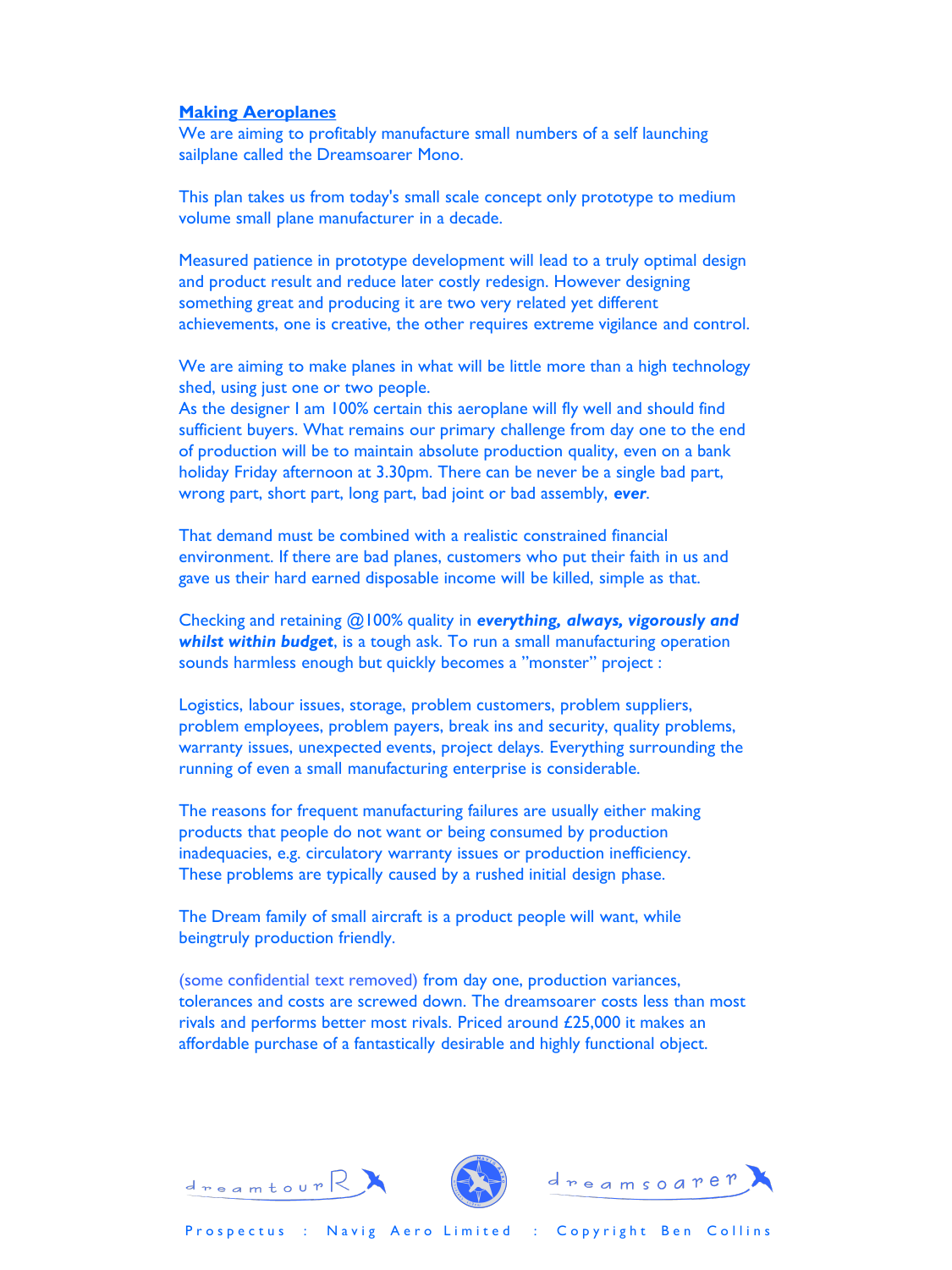## **Making Aeroplanes**

We are aiming to profitably manufacture small numbers of a self launching sailplane called the Dreamsoarer Mono.

This plan takes us from today's small scale concept only prototype to medium volume small plane manufacturer in a decade.

Measured patience in prototype development will lead to a truly optimal design and product result and reduce later costly redesign. However designing something great and producing it are two very related yet different achievements, one is creative, the other requires extreme vigilance and control.

We are aiming to make planes in what will be little more than a high technology shed, using just one or two people.
As the designer I am 100% certain this aeroplane will fly well and should find sufficient buyers. What remains our primary challenge from day one to the end of production will be to maintain absolute production quality, even on a bank holiday Friday afternoon at 3.30pm. There can be never be a single bad part, wrong part, short part, long part, bad joint or bad assembly, ***ever***.

That demand must be combined with a realistic constrained financial environment. If there are bad planes, customers who put their faith in us and gave us their hard earned disposable income will be killed, simple as that.

Checking and retaining @100% quality in ***everything, always, vigorously and whilst within budget***, is a tough ask. To run a small manufacturing operation sounds harmless enough but quickly becomes a "monster" project :

Logistics, labour issues, storage, problem customers, problem suppliers, problem employees, problem payers, break ins and security, quality problems, warranty issues, unexpected events, project delays. Everything surrounding the running of even a small manufacturing enterprise is considerable.

The reasons for frequent manufacturing failures are usually either making products that people do not want or being consumed by production inadequacies, e.g. circulatory warranty issues or production inefficiency. These problems are typically caused by a rushed initial design phase.

The Dream family of small aircraft is a product people will want, while beingtruly production friendly.

(some confidential text removed) from day one, production variances, tolerances and costs are screwed down. The dreamsoarer costs less than most rivals and performs better most rivals. Priced around £25,000 it makes an affordable purchase of a fantastically desirable and highly functional object.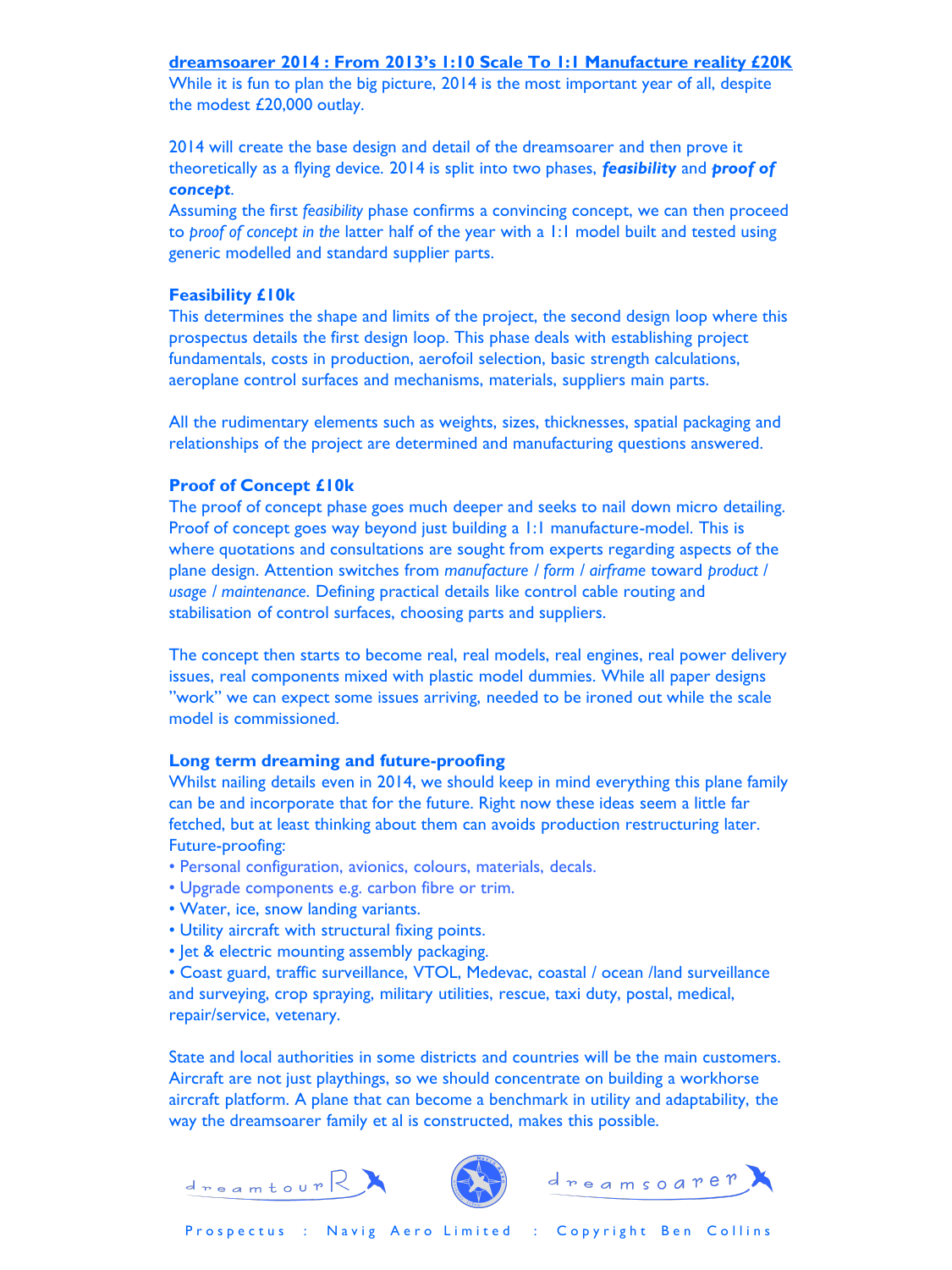## dreamsoarer 2014 : From 2013's 1:10 Scale To 1:1 Manufacture reality £20K

While it is fun to plan the big picture, 2014 is the most important year of all, despite the modest £20,000 outlay.

2014 will create the base design and detail of the dreamsoarer and then prove it theoretically as a flying device. 2014 is split into two phases, ***feasibility*** and ***proof of concept***.
Assuming the first *feasibility* phase confirms a convincing concept, we can then proceed to *proof of concept in the* latter half of the year with a 1:1 model built and tested using generic modelled and standard supplier parts.

### Feasibility £10k

This determines the shape and limits of the project, the second design loop where this prospectus details the first design loop. This phase deals with establishing project fundamentals, costs in production, aerofoil selection, basic strength calculations, aeroplane control surfaces and mechanisms, materials, suppliers main parts.

All the rudimentary elements such as weights, sizes, thicknesses, spatial packaging and relationships of the project are determined and manufacturing questions answered.

### Proof of Concept £10k

The proof of concept phase goes much deeper and seeks to nail down micro detailing. Proof of concept goes way beyond just building a 1:1 manufacture-model. This is where quotations and consultations are sought from experts regarding aspects of the plane design. Attention switches from *manufacture / form / airframe* toward *product / usage / maintenance*. Defining practical details like control cable routing and stabilisation of control surfaces, choosing parts and suppliers.

The concept then starts to become real, real models, real engines, real power delivery issues, real components mixed with plastic model dummies. While all paper designs "work" we can expect some issues arriving, needed to be ironed out while the scale model is commissioned.

### Long term dreaming and future-proofing

Whilst nailing details even in 2014, we should keep in mind everything this plane family can be and incorporate that for the future. Right now these ideas seem a little far fetched, but at least thinking about them can avoids production restructuring later.
Future-proofing:

- Personal configuration, avionics, colours, materials, decals.
- Upgrade components e.g. carbon fibre or trim.
- Water, ice, snow landing variants.
- Utility aircraft with structural fixing points.
- Jet & electric mounting assembly packaging.
- Coast guard, traffic surveillance, VTOL, Medevac, coastal / ocean /land surveillance and surveying, crop spraying, military utilities, rescue, taxi duty, postal, medical, repair/service, vetenary.

State and local authorities in some districts and countries will be the main customers. Aircraft are not just playthings, so we should concentrate on building a workhorse aircraft platform. A plane that can become a benchmark in utility and adaptability, the way the dreamsoarer family et al is constructed, makes this possible.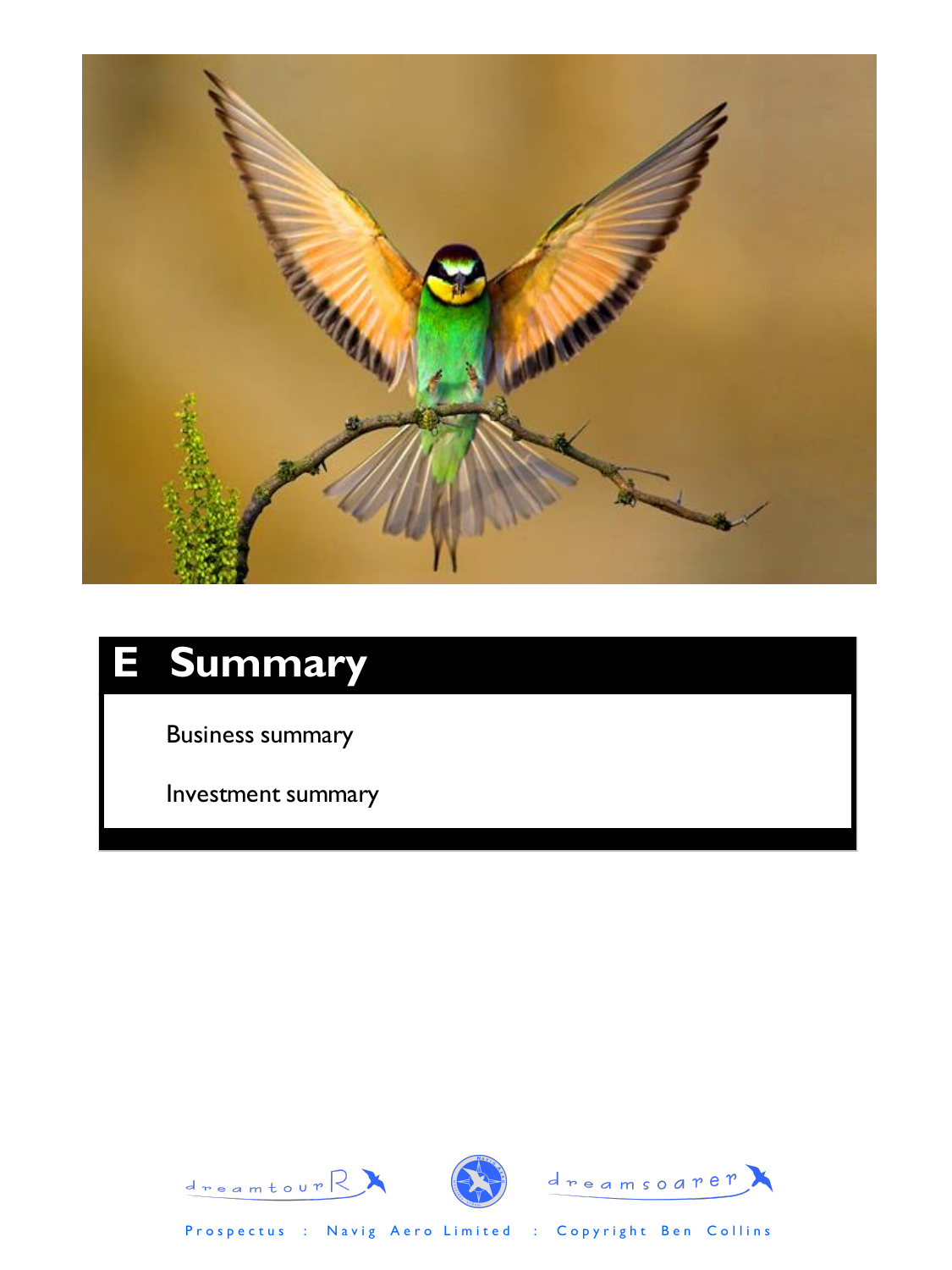# E Summary

Business summary

Investment summary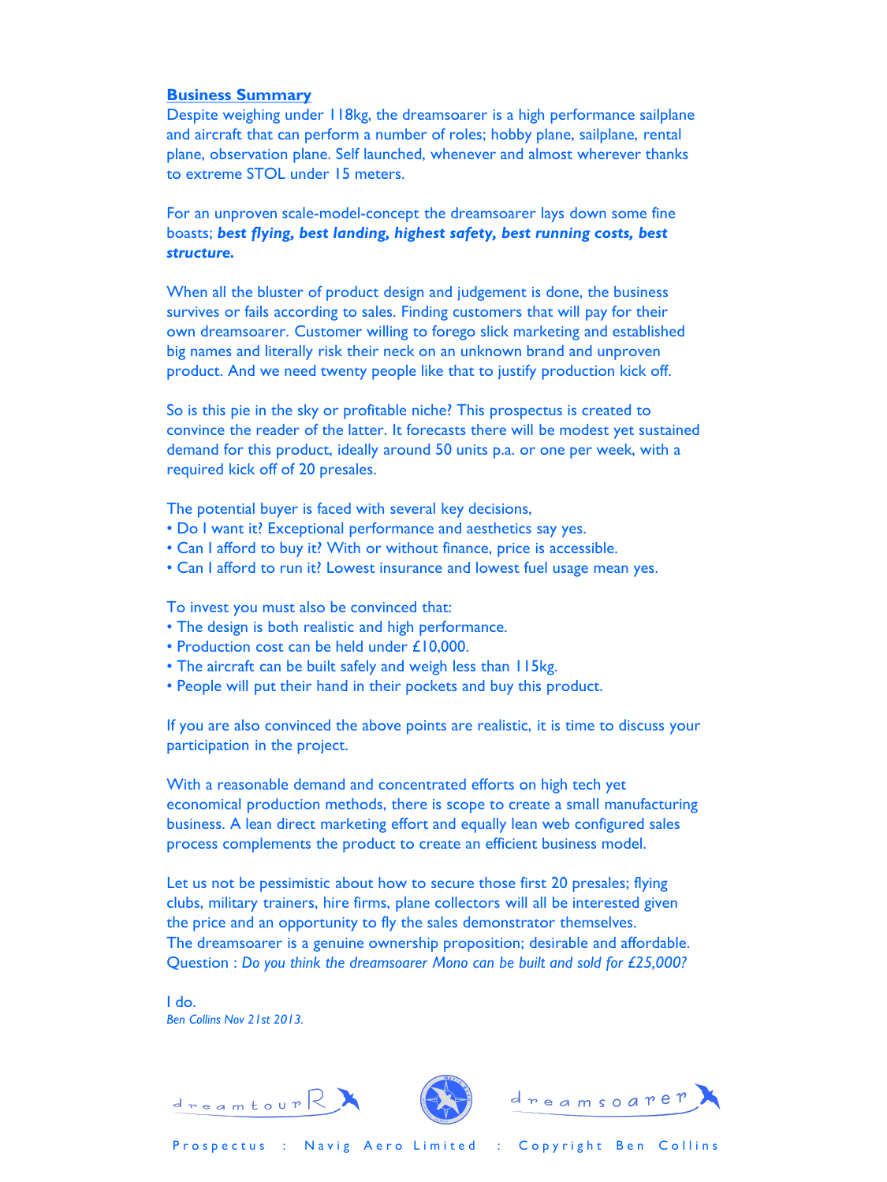## Business Summary

Despite weighing under 118kg, the dreamsoarer is a high performance sailplane and aircraft that can perform a number of roles; hobby plane, sailplane, rental plane, observation plane. Self launched, whenever and almost wherever thanks to extreme STOL under 15 meters.

For an unproven scale-model-concept the dreamsoarer lays down some fine boasts; ***best flying, best landing, highest safety, best running costs, best structure.***

When all the bluster of product design and judgement is done, the business survives or fails according to sales. Finding customers that will pay for their own dreamsoarer. Customer willing to forego slick marketing and established big names and literally risk their neck on an unknown brand and unproven product. And we need twenty people like that to justify production kick off.

So is this pie in the sky or profitable niche? This prospectus is created to convince the reader of the latter. It forecasts there will be modest yet sustained demand for this product, ideally around 50 units p.a. or one per week, with a required kick off of 20 presales.

The potential buyer is faced with several key decisions,

- Do I want it? Exceptional performance and aesthetics say yes.
- Can I afford to buy it? With or without finance, price is accessible.
- Can I afford to run it? Lowest insurance and lowest fuel usage mean yes.

To invest you must also be convinced that:

- The design is both realistic and high performance.
- Production cost can be held under £10,000.
- The aircraft can be built safely and weigh less than 115kg.
- People will put their hand in their pockets and buy this product.

If you are also convinced the above points are realistic, it is time to discuss your participation in the project.

With a reasonable demand and concentrated efforts on high tech yet economical production methods, there is scope to create a small manufacturing business. A lean direct marketing effort and equally lean web configured sales process complements the product to create an efficient business model.

Let us not be pessimistic about how to secure those first 20 presales; flying clubs, military trainers, hire firms, plane collectors will all be interested given the price and an opportunity to fly the sales demonstrator themselves.
The dreamsoarer is a genuine ownership proposition; desirable and affordable.
Question : *Do you think the dreamsoarer Mono can be built and sold for £25,000?*

I do.
*Ben Collins Nov 21st 2013.*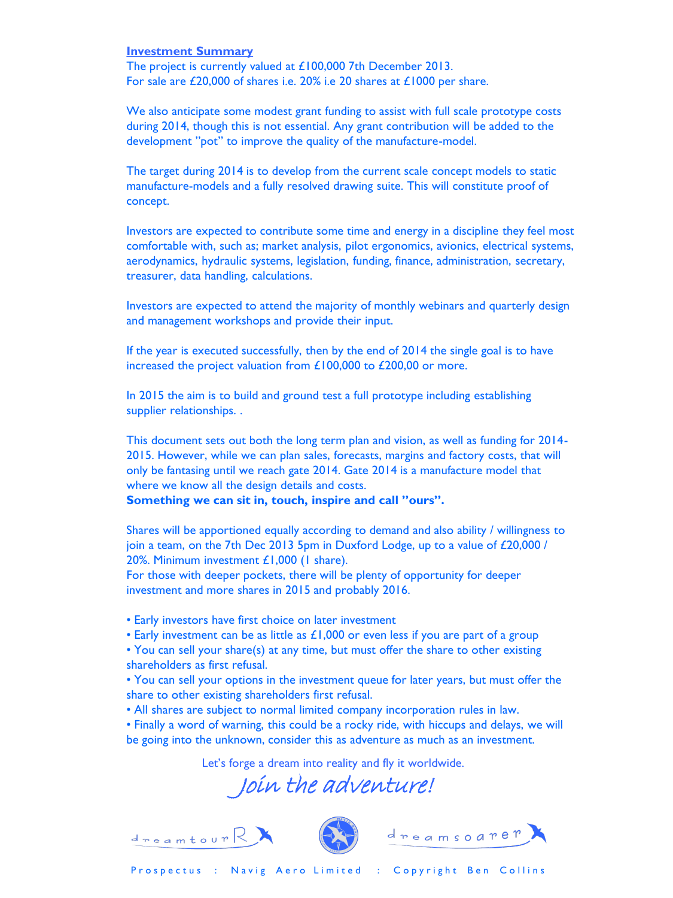## Investment Summary

The project is currently valued at £100,000 7th December 2013.
For sale are £20,000 of shares i.e. 20% i.e 20 shares at £1000 per share.

We also anticipate some modest grant funding to assist with full scale prototype costs during 2014, though this is not essential. Any grant contribution will be added to the development "pot" to improve the quality of the manufacture-model.

The target during 2014 is to develop from the current scale concept models to static manufacture-models and a fully resolved drawing suite. This will constitute proof of concept.

Investors are expected to contribute some time and energy in a discipline they feel most comfortable with, such as; market analysis, pilot ergonomics, avionics, electrical systems, aerodynamics, hydraulic systems, legislation, funding, finance, administration, secretary, treasurer, data handling, calculations.

Investors are expected to attend the majority of monthly webinars and quarterly design and management workshops and provide their input.

If the year is executed successfully, then by the end of 2014 the single goal is to have increased the project valuation from £100,000 to £200,00 or more.

In 2015 the aim is to build and ground test a full prototype including establishing supplier relationships. .

This document sets out both the long term plan and vision, as well as funding for 2014-2015. However, while we can plan sales, forecasts, margins and factory costs, that will only be fantasing until we reach gate 2014. Gate 2014 is a manufacture model that where we know all the design details and costs.
**Something we can sit in, touch, inspire and call "ours".**

Shares will be apportioned equally according to demand and also ability / willingness to join a team, on the 7th Dec 2013 5pm in Duxford Lodge, up to a value of £20,000 / 20%. Minimum investment £1,000 (1 share).
For those with deeper pockets, there will be plenty of opportunity for deeper investment and more shares in 2015 and probably 2016.

- Early investors have first choice on later investment
- Early investment can be as little as £1,000 or even less if you are part of a group
- You can sell your share(s) at any time, but must offer the share to other existing shareholders as first refusal.
- You can sell your options in the investment queue for later years, but must offer the share to other existing shareholders first refusal.
- All shares are subject to normal limited company incorporation rules in law.
- Finally a word of warning, this could be a rocky ride, with hiccups and delays, we will be going into the unknown, consider this as adventure as much as an investment.

Let's forge a dream into reality and fly it worldwide.

*Join the adventure!*

dreamtourR    dreamsoarer

Prospectus : Navig Aero Limited : Copyright Ben Collins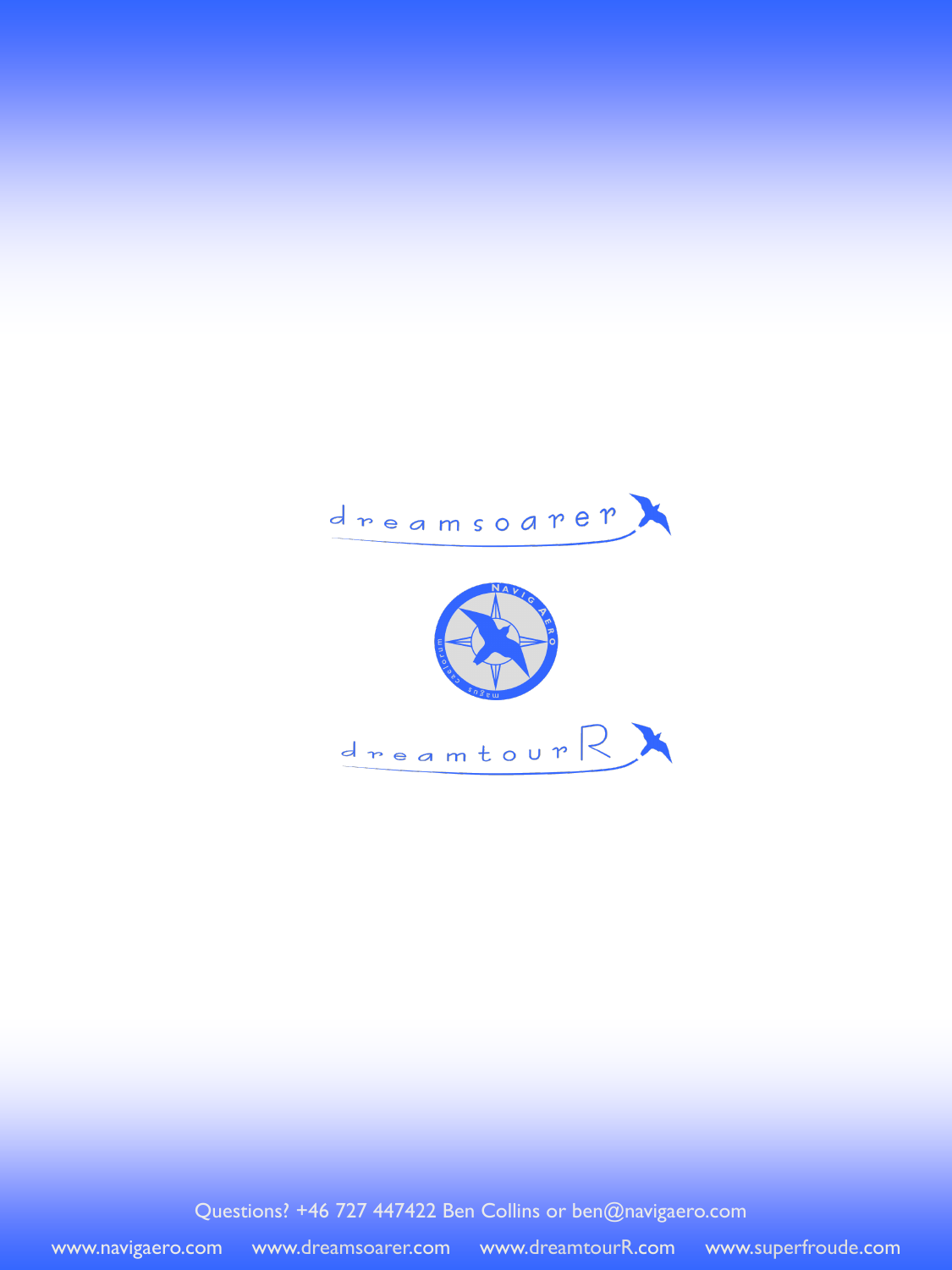dreamsoarer

dreamtourR

Questions? +46 727 447422 Ben Collins or ben@navigaero.com

www.navigaero.com www.dreamsoarer.com www.dreamtourR.com www.superfroude.com